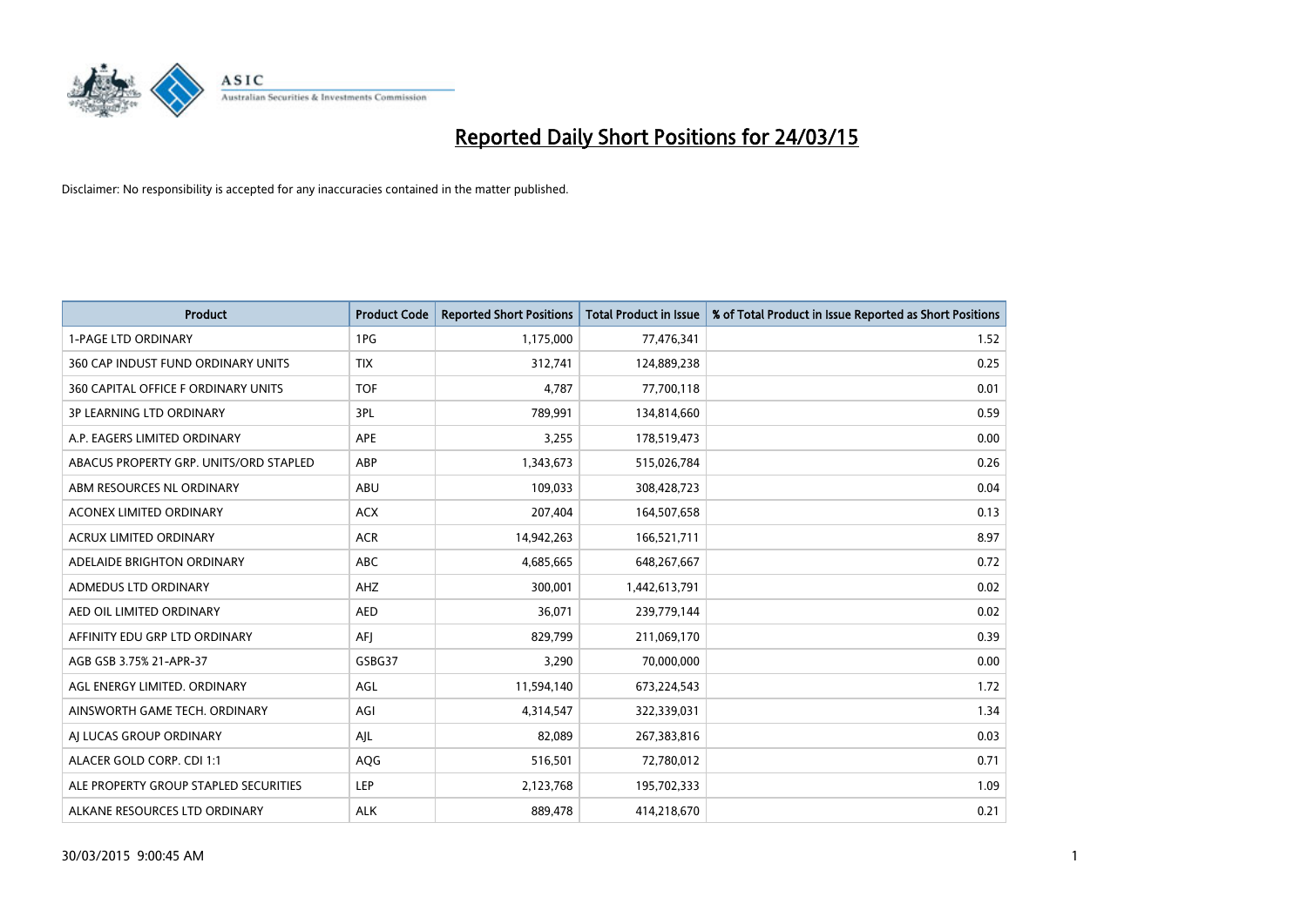# Reported Daily Short Positions for 24/03/15

Disclaimer: No responsibility is accepted for any inaccuracies contained in the matter published.

| Product | Product Code | Reported Short Positions | Total Product in Issue | % of Total Product in Issue Reported as Short Positions |
|---|---|---|---|---|
| 1-PAGE LTD ORDINARY | 1PG | 1,175,000 | 77,476,341 | 1.52 |
| 360 CAP INDUST FUND ORDINARY UNITS | TIX | 312,741 | 124,889,238 | 0.25 |
| 360 CAPITAL OFFICE F ORDINARY UNITS | TOF | 4,787 | 77,700,118 | 0.01 |
| 3P LEARNING LTD ORDINARY | 3PL | 789,991 | 134,814,660 | 0.59 |
| A.P. EAGERS LIMITED ORDINARY | APE | 3,255 | 178,519,473 | 0.00 |
| ABACUS PROPERTY GRP. UNITS/ORD STAPLED | ABP | 1,343,673 | 515,026,784 | 0.26 |
| ABM RESOURCES NL ORDINARY | ABU | 109,033 | 308,428,723 | 0.04 |
| ACONEX LIMITED ORDINARY | ACX | 207,404 | 164,507,658 | 0.13 |
| ACRUX LIMITED ORDINARY | ACR | 14,942,263 | 166,521,711 | 8.97 |
| ADELAIDE BRIGHTON ORDINARY | ABC | 4,685,665 | 648,267,667 | 0.72 |
| ADMEDUS LTD ORDINARY | AHZ | 300,001 | 1,442,613,791 | 0.02 |
| AED OIL LIMITED ORDINARY | AED | 36,071 | 239,779,144 | 0.02 |
| AFFINITY EDU GRP LTD ORDINARY | AFJ | 829,799 | 211,069,170 | 0.39 |
| AGB GSB 3.75% 21-APR-37 | GSBG37 | 3,290 | 70,000,000 | 0.00 |
| AGL ENERGY LIMITED. ORDINARY | AGL | 11,594,140 | 673,224,543 | 1.72 |
| AINSWORTH GAME TECH. ORDINARY | AGI | 4,314,547 | 322,339,031 | 1.34 |
| AJ LUCAS GROUP ORDINARY | AJL | 82,089 | 267,383,816 | 0.03 |
| ALACER GOLD CORP. CDI 1:1 | AQG | 516,501 | 72,780,012 | 0.71 |
| ALE PROPERTY GROUP STAPLED SECURITIES | LEP | 2,123,768 | 195,702,333 | 1.09 |
| ALKANE RESOURCES LTD ORDINARY | ALK | 889,478 | 414,218,670 | 0.21 |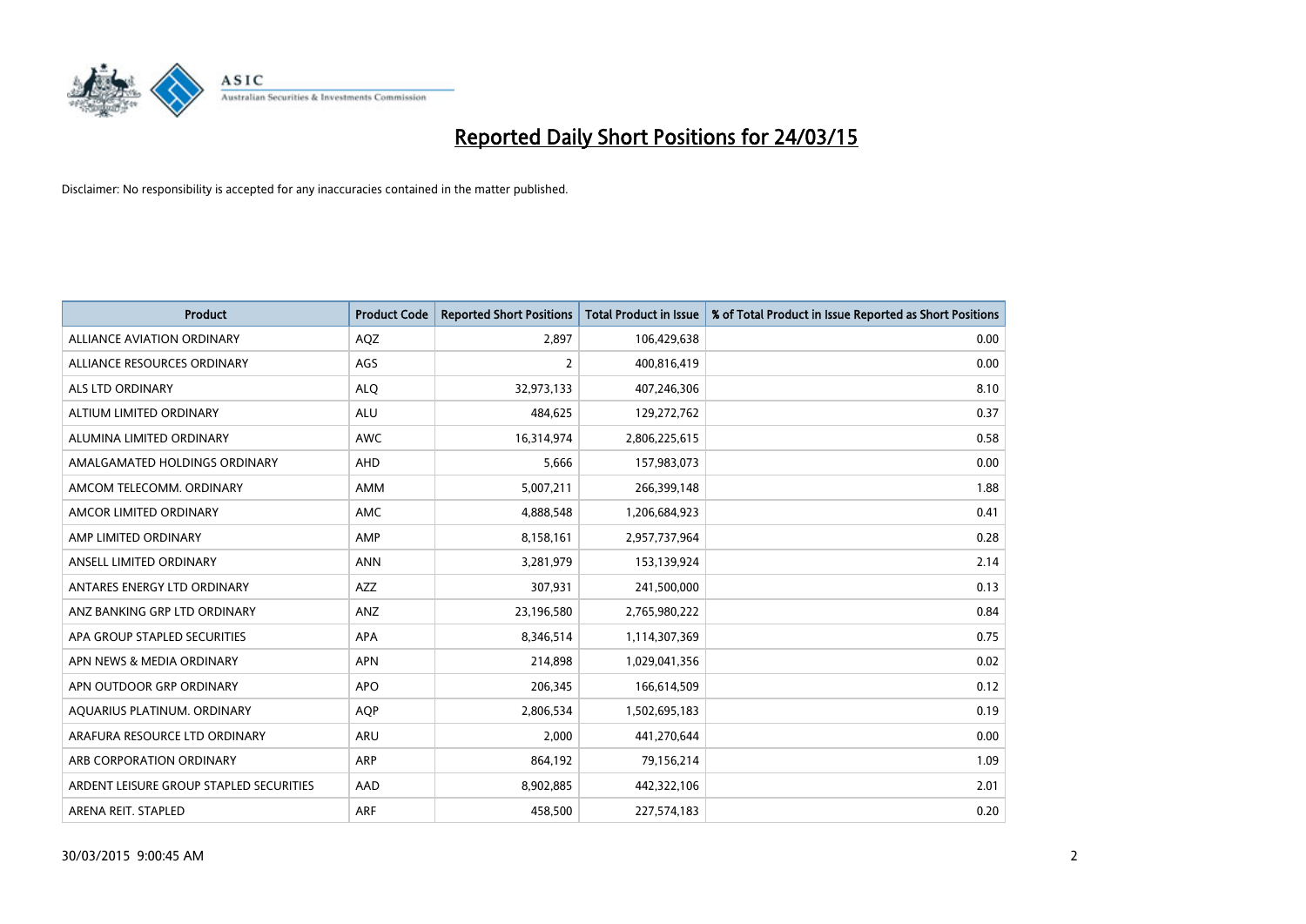# Reported Daily Short Positions for 24/03/15

Disclaimer: No responsibility is accepted for any inaccuracies contained in the matter published.

| Product | Product Code | Reported Short Positions | Total Product in Issue | % of Total Product in Issue Reported as Short Positions |
| --- | --- | --- | --- | --- |
| ALLIANCE AVIATION ORDINARY | AQZ | 2,897 | 106,429,638 | 0.00 |
| ALLIANCE RESOURCES ORDINARY | AGS | 2 | 400,816,419 | 0.00 |
| ALS LTD ORDINARY | ALQ | 32,973,133 | 407,246,306 | 8.10 |
| ALTIUM LIMITED ORDINARY | ALU | 484,625 | 129,272,762 | 0.37 |
| ALUMINA LIMITED ORDINARY | AWC | 16,314,974 | 2,806,225,615 | 0.58 |
| AMALGAMATED HOLDINGS ORDINARY | AHD | 5,666 | 157,983,073 | 0.00 |
| AMCOM TELECOMM. ORDINARY | AMM | 5,007,211 | 266,399,148 | 1.88 |
| AMCOR LIMITED ORDINARY | AMC | 4,888,548 | 1,206,684,923 | 0.41 |
| AMP LIMITED ORDINARY | AMP | 8,158,161 | 2,957,737,964 | 0.28 |
| ANSELL LIMITED ORDINARY | ANN | 3,281,979 | 153,139,924 | 2.14 |
| ANTARES ENERGY LTD ORDINARY | AZZ | 307,931 | 241,500,000 | 0.13 |
| ANZ BANKING GRP LTD ORDINARY | ANZ | 23,196,580 | 2,765,980,222 | 0.84 |
| APA GROUP STAPLED SECURITIES | APA | 8,346,514 | 1,114,307,369 | 0.75 |
| APN NEWS & MEDIA ORDINARY | APN | 214,898 | 1,029,041,356 | 0.02 |
| APN OUTDOOR GRP ORDINARY | APO | 206,345 | 166,614,509 | 0.12 |
| AQUARIUS PLATINUM. ORDINARY | AQP | 2,806,534 | 1,502,695,183 | 0.19 |
| ARAFURA RESOURCE LTD ORDINARY | ARU | 2,000 | 441,270,644 | 0.00 |
| ARB CORPORATION ORDINARY | ARP | 864,192 | 79,156,214 | 1.09 |
| ARDENT LEISURE GROUP STAPLED SECURITIES | AAD | 8,902,885 | 442,322,106 | 2.01 |
| ARENA REIT. STAPLED | ARF | 458,500 | 227,574,183 | 0.20 |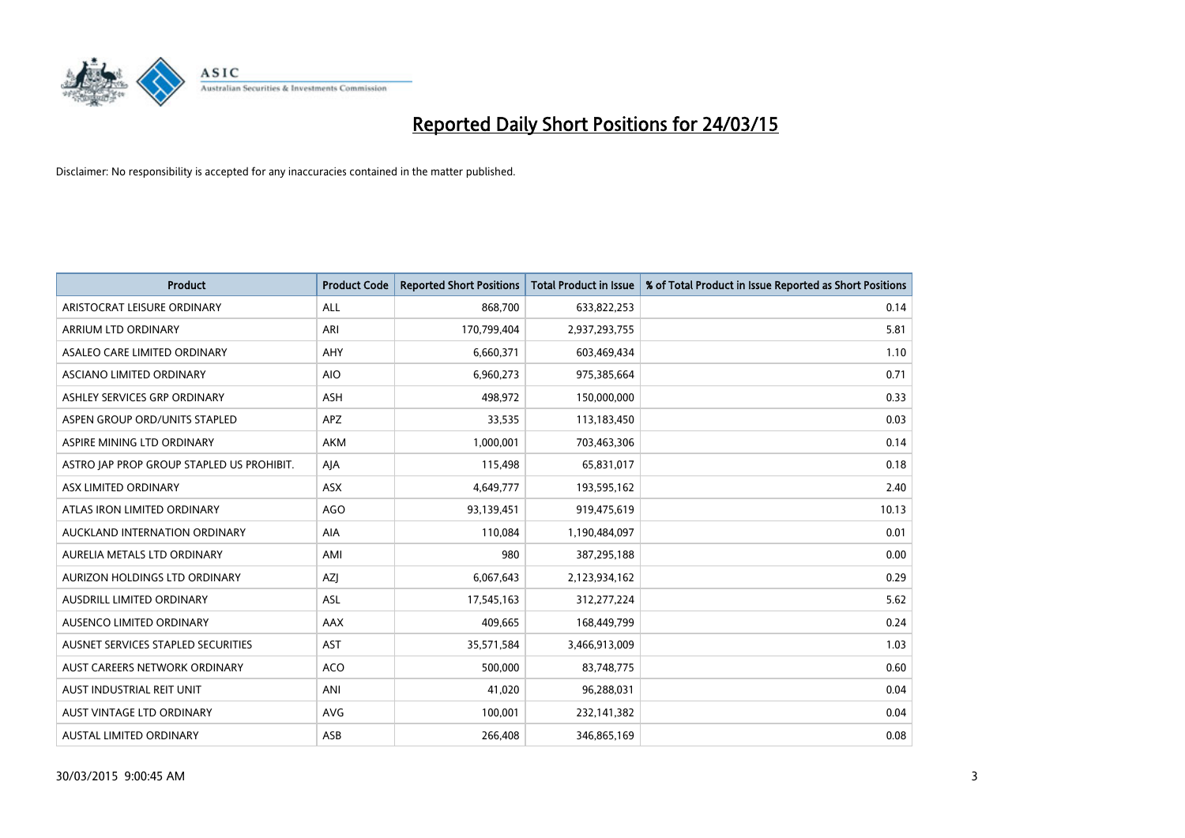# Reported Daily Short Positions for 24/03/15

Disclaimer: No responsibility is accepted for any inaccuracies contained in the matter published.

| Product | Product Code | Reported Short Positions | Total Product in Issue | % of Total Product in Issue Reported as Short Positions |
|---|---|---|---|---|
| ARISTOCRAT LEISURE ORDINARY | ALL | 868,700 | 633,822,253 | 0.14 |
| ARRIUM LTD ORDINARY | ARI | 170,799,404 | 2,937,293,755 | 5.81 |
| ASALEO CARE LIMITED ORDINARY | AHY | 6,660,371 | 603,469,434 | 1.10 |
| ASCIANO LIMITED ORDINARY | AIO | 6,960,273 | 975,385,664 | 0.71 |
| ASHLEY SERVICES GRP ORDINARY | ASH | 498,972 | 150,000,000 | 0.33 |
| ASPEN GROUP ORD/UNITS STAPLED | APZ | 33,535 | 113,183,450 | 0.03 |
| ASPIRE MINING LTD ORDINARY | AKM | 1,000,001 | 703,463,306 | 0.14 |
| ASTRO JAP PROP GROUP STAPLED US PROHIBIT. | AJA | 115,498 | 65,831,017 | 0.18 |
| ASX LIMITED ORDINARY | ASX | 4,649,777 | 193,595,162 | 2.40 |
| ATLAS IRON LIMITED ORDINARY | AGO | 93,139,451 | 919,475,619 | 10.13 |
| AUCKLAND INTERNATION ORDINARY | AIA | 110,084 | 1,190,484,097 | 0.01 |
| AURELIA METALS LTD ORDINARY | AMI | 980 | 387,295,188 | 0.00 |
| AURIZON HOLDINGS LTD ORDINARY | AZJ | 6,067,643 | 2,123,934,162 | 0.29 |
| AUSDRILL LIMITED ORDINARY | ASL | 17,545,163 | 312,277,224 | 5.62 |
| AUSENCO LIMITED ORDINARY | AAX | 409,665 | 168,449,799 | 0.24 |
| AUSNET SERVICES STAPLED SECURITIES | AST | 35,571,584 | 3,466,913,009 | 1.03 |
| AUST CAREERS NETWORK ORDINARY | ACO | 500,000 | 83,748,775 | 0.60 |
| AUST INDUSTRIAL REIT UNIT | ANI | 41,020 | 96,288,031 | 0.04 |
| AUST VINTAGE LTD ORDINARY | AVG | 100,001 | 232,141,382 | 0.04 |
| AUSTAL LIMITED ORDINARY | ASB | 266,408 | 346,865,169 | 0.08 |

30/03/2015 9:00:45 AM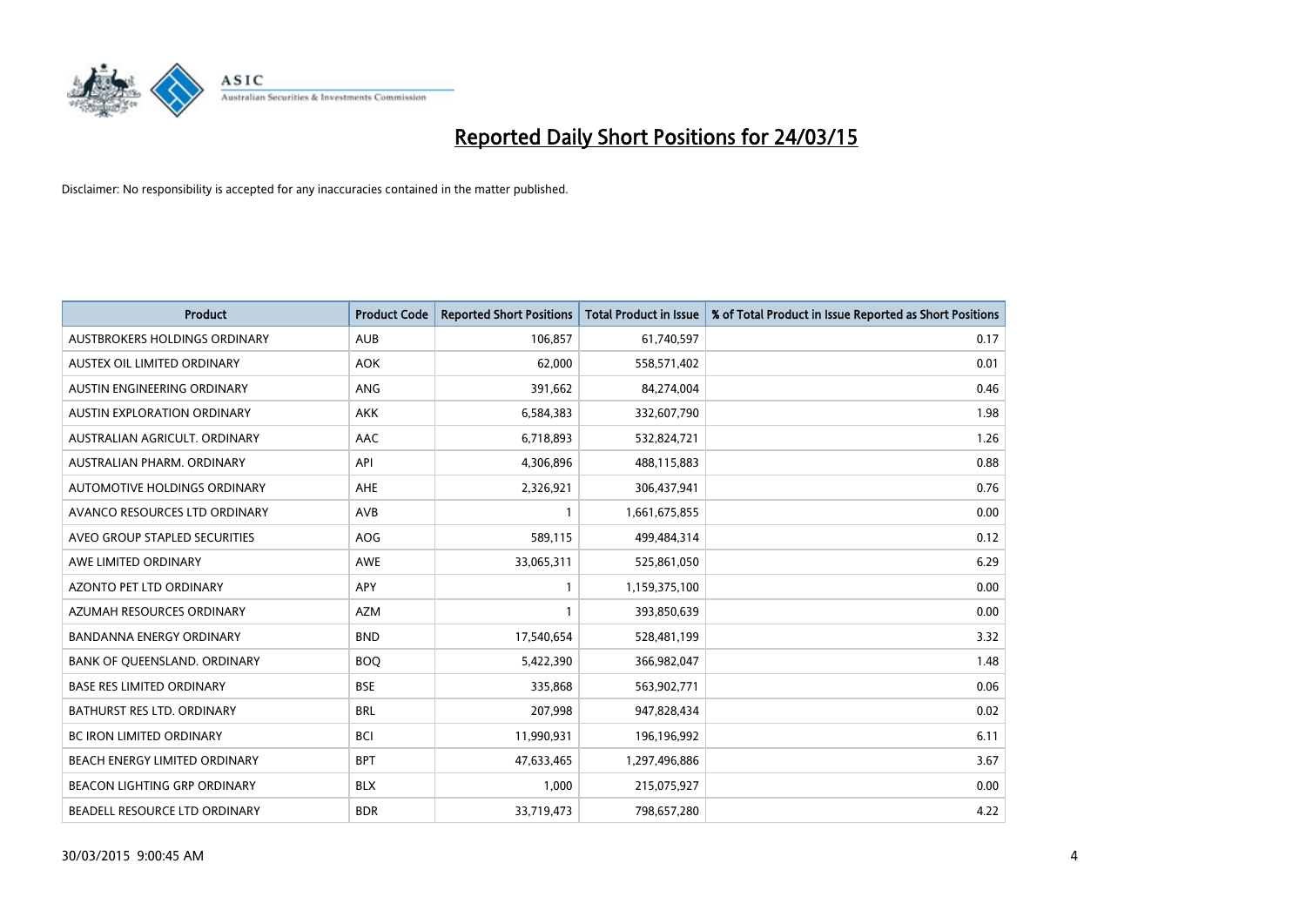# Reported Daily Short Positions for 24/03/15

Disclaimer: No responsibility is accepted for any inaccuracies contained in the matter published.

| Product | Product Code | Reported Short Positions | Total Product in Issue | % of Total Product in Issue Reported as Short Positions |
|---|---|---|---|---|
| AUSTBROKERS HOLDINGS ORDINARY | AUB | 106,857 | 61,740,597 | 0.17 |
| AUSTEX OIL LIMITED ORDINARY | AOK | 62,000 | 558,571,402 | 0.01 |
| AUSTIN ENGINEERING ORDINARY | ANG | 391,662 | 84,274,004 | 0.46 |
| AUSTIN EXPLORATION ORDINARY | AKK | 6,584,383 | 332,607,790 | 1.98 |
| AUSTRALIAN AGRICULT. ORDINARY | AAC | 6,718,893 | 532,824,721 | 1.26 |
| AUSTRALIAN PHARM. ORDINARY | API | 4,306,896 | 488,115,883 | 0.88 |
| AUTOMOTIVE HOLDINGS ORDINARY | AHE | 2,326,921 | 306,437,941 | 0.76 |
| AVANCO RESOURCES LTD ORDINARY | AVB | 1 | 1,661,675,855 | 0.00 |
| AVEO GROUP STAPLED SECURITIES | AOG | 589,115 | 499,484,314 | 0.12 |
| AWE LIMITED ORDINARY | AWE | 33,065,311 | 525,861,050 | 6.29 |
| AZONTO PET LTD ORDINARY | APY | 1 | 1,159,375,100 | 0.00 |
| AZUMAH RESOURCES ORDINARY | AZM | 1 | 393,850,639 | 0.00 |
| BANDANNA ENERGY ORDINARY | BND | 17,540,654 | 528,481,199 | 3.32 |
| BANK OF QUEENSLAND. ORDINARY | BOQ | 5,422,390 | 366,982,047 | 1.48 |
| BASE RES LIMITED ORDINARY | BSE | 335,868 | 563,902,771 | 0.06 |
| BATHURST RES LTD. ORDINARY | BRL | 207,998 | 947,828,434 | 0.02 |
| BC IRON LIMITED ORDINARY | BCI | 11,990,931 | 196,196,992 | 6.11 |
| BEACH ENERGY LIMITED ORDINARY | BPT | 47,633,465 | 1,297,496,886 | 3.67 |
| BEACON LIGHTING GRP ORDINARY | BLX | 1,000 | 215,075,927 | 0.00 |
| BEADELL RESOURCE LTD ORDINARY | BDR | 33,719,473 | 798,657,280 | 4.22 |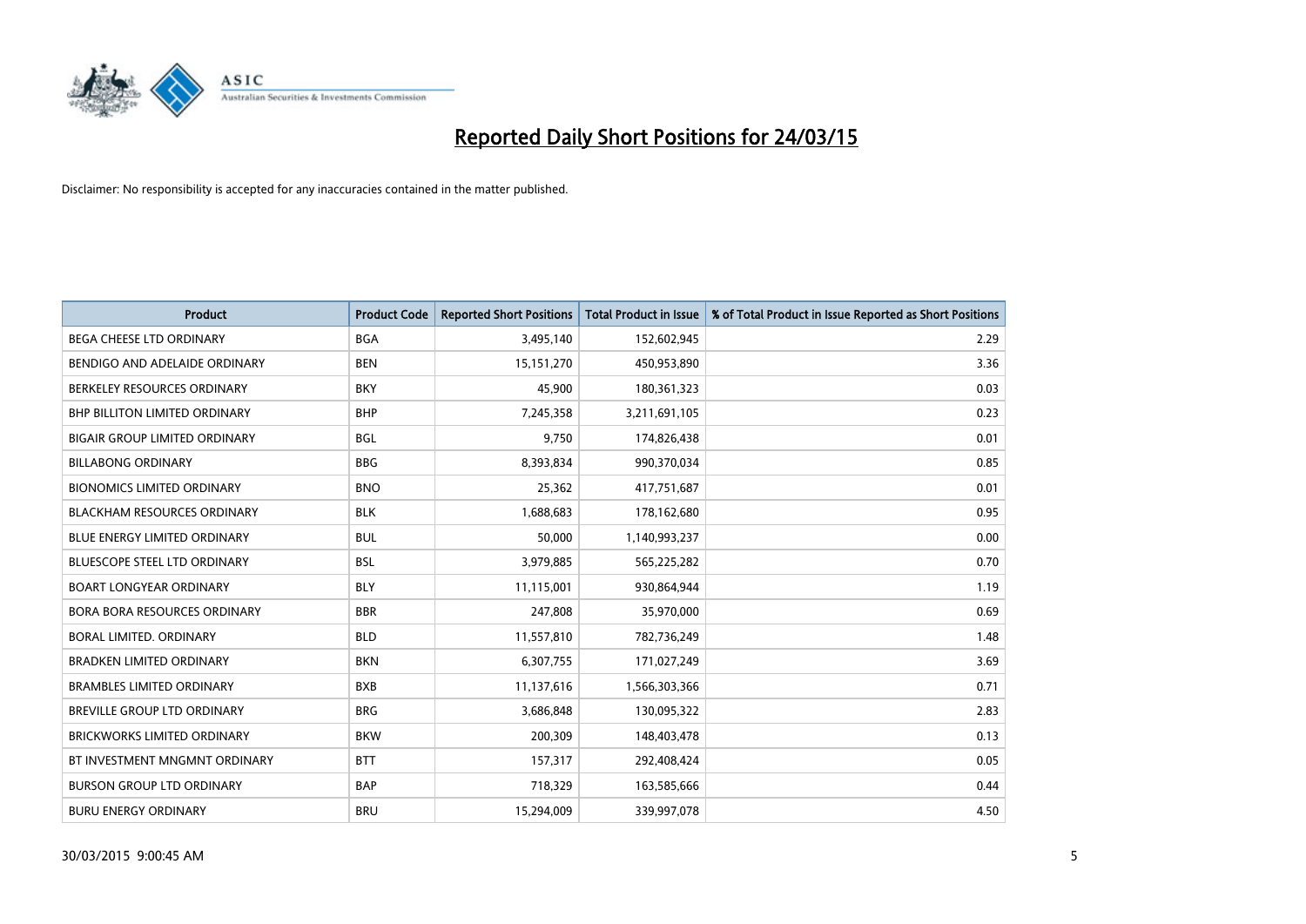# Reported Daily Short Positions for 24/03/15

Disclaimer: No responsibility is accepted for any inaccuracies contained in the matter published.

| Product | Product Code | Reported Short Positions | Total Product in Issue | % of Total Product in Issue Reported as Short Positions |
|---|---|---|---|---|
| BEGA CHEESE LTD ORDINARY | BGA | 3,495,140 | 152,602,945 | 2.29 |
| BENDIGO AND ADELAIDE ORDINARY | BEN | 15,151,270 | 450,953,890 | 3.36 |
| BERKELEY RESOURCES ORDINARY | BKY | 45,900 | 180,361,323 | 0.03 |
| BHP BILLITON LIMITED ORDINARY | BHP | 7,245,358 | 3,211,691,105 | 0.23 |
| BIGAIR GROUP LIMITED ORDINARY | BGL | 9,750 | 174,826,438 | 0.01 |
| BILLABONG ORDINARY | BBG | 8,393,834 | 990,370,034 | 0.85 |
| BIONOMICS LIMITED ORDINARY | BNO | 25,362 | 417,751,687 | 0.01 |
| BLACKHAM RESOURCES ORDINARY | BLK | 1,688,683 | 178,162,680 | 0.95 |
| BLUE ENERGY LIMITED ORDINARY | BUL | 50,000 | 1,140,993,237 | 0.00 |
| BLUESCOPE STEEL LTD ORDINARY | BSL | 3,979,885 | 565,225,282 | 0.70 |
| BOART LONGYEAR ORDINARY | BLY | 11,115,001 | 930,864,944 | 1.19 |
| BORA BORA RESOURCES ORDINARY | BBR | 247,808 | 35,970,000 | 0.69 |
| BORAL LIMITED. ORDINARY | BLD | 11,557,810 | 782,736,249 | 1.48 |
| BRADKEN LIMITED ORDINARY | BKN | 6,307,755 | 171,027,249 | 3.69 |
| BRAMBLES LIMITED ORDINARY | BXB | 11,137,616 | 1,566,303,366 | 0.71 |
| BREVILLE GROUP LTD ORDINARY | BRG | 3,686,848 | 130,095,322 | 2.83 |
| BRICKWORKS LIMITED ORDINARY | BKW | 200,309 | 148,403,478 | 0.13 |
| BT INVESTMENT MNGMNT ORDINARY | BTT | 157,317 | 292,408,424 | 0.05 |
| BURSON GROUP LTD ORDINARY | BAP | 718,329 | 163,585,666 | 0.44 |
| BURU ENERGY ORDINARY | BRU | 15,294,009 | 339,997,078 | 4.50 |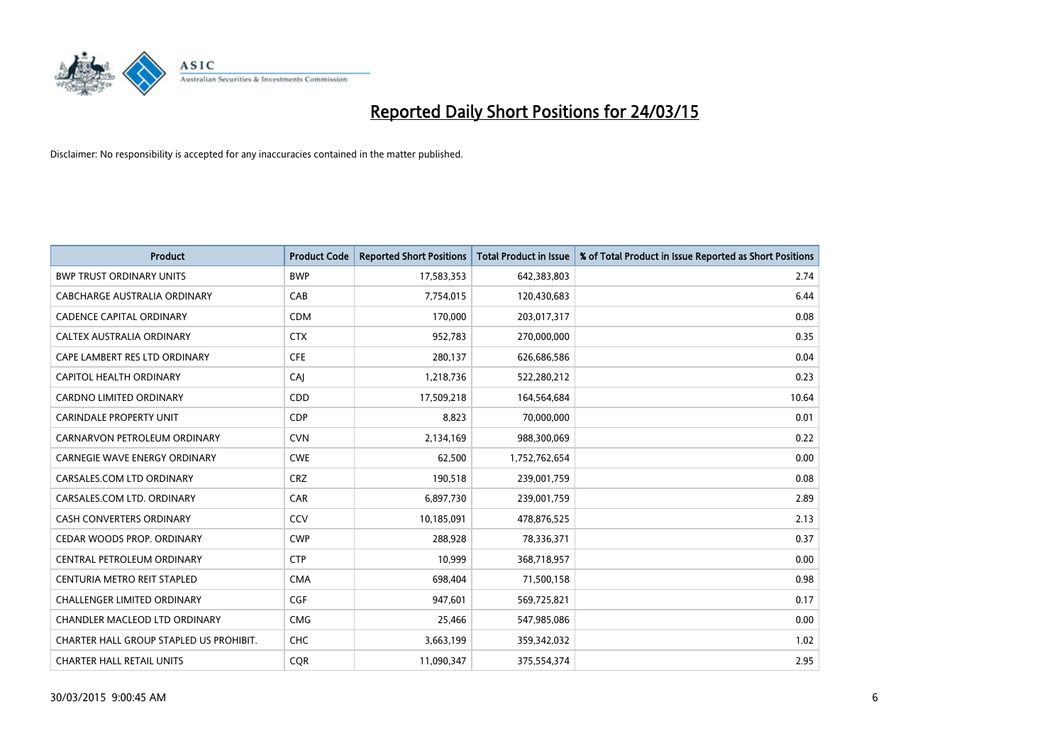# Reported Daily Short Positions for 24/03/15

Disclaimer: No responsibility is accepted for any inaccuracies contained in the matter published.

| Product | Product Code | Reported Short Positions | Total Product in Issue | % of Total Product in Issue Reported as Short Positions |
|---|---|---|---|---|
| BWP TRUST ORDINARY UNITS | BWP | 17,583,353 | 642,383,803 | 2.74 |
| CABCHARGE AUSTRALIA ORDINARY | CAB | 7,754,015 | 120,430,683 | 6.44 |
| CADENCE CAPITAL ORDINARY | CDM | 170,000 | 203,017,317 | 0.08 |
| CALTEX AUSTRALIA ORDINARY | CTX | 952,783 | 270,000,000 | 0.35 |
| CAPE LAMBERT RES LTD ORDINARY | CFE | 280,137 | 626,686,586 | 0.04 |
| CAPITOL HEALTH ORDINARY | CAJ | 1,218,736 | 522,280,212 | 0.23 |
| CARDNO LIMITED ORDINARY | CDD | 17,509,218 | 164,564,684 | 10.64 |
| CARINDALE PROPERTY UNIT | CDP | 8,823 | 70,000,000 | 0.01 |
| CARNARVON PETROLEUM ORDINARY | CVN | 2,134,169 | 988,300,069 | 0.22 |
| CARNEGIE WAVE ENERGY ORDINARY | CWE | 62,500 | 1,752,762,654 | 0.00 |
| CARSALES.COM LTD ORDINARY | CRZ | 190,518 | 239,001,759 | 0.08 |
| CARSALES.COM LTD. ORDINARY | CAR | 6,897,730 | 239,001,759 | 2.89 |
| CASH CONVERTERS ORDINARY | CCV | 10,185,091 | 478,876,525 | 2.13 |
| CEDAR WOODS PROP. ORDINARY | CWP | 288,928 | 78,336,371 | 0.37 |
| CENTRAL PETROLEUM ORDINARY | CTP | 10,999 | 368,718,957 | 0.00 |
| CENTURIA METRO REIT STAPLED | CMA | 698,404 | 71,500,158 | 0.98 |
| CHALLENGER LIMITED ORDINARY | CGF | 947,601 | 569,725,821 | 0.17 |
| CHANDLER MACLEOD LTD ORDINARY | CMG | 25,466 | 547,985,086 | 0.00 |
| CHARTER HALL GROUP STAPLED US PROHIBIT. | CHC | 3,663,199 | 359,342,032 | 1.02 |
| CHARTER HALL RETAIL UNITS | CQR | 11,090,347 | 375,554,374 | 2.95 |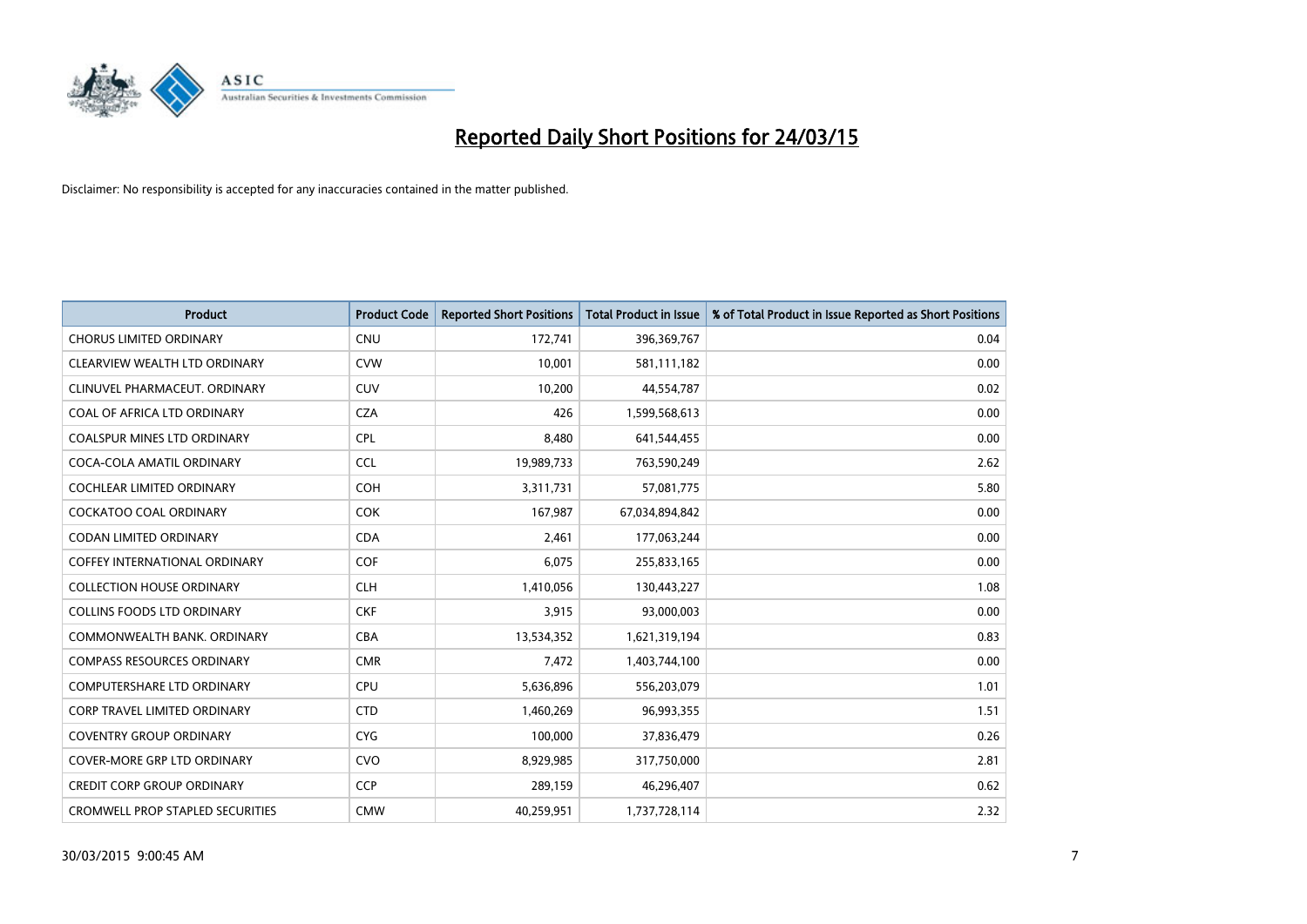# Reported Daily Short Positions for 24/03/15

Disclaimer: No responsibility is accepted for any inaccuracies contained in the matter published.

| Product | Product Code | Reported Short Positions | Total Product in Issue | % of Total Product in Issue Reported as Short Positions |
|---|---|---|---|---|
| CHORUS LIMITED ORDINARY | CNU | 172,741 | 396,369,767 | 0.04 |
| CLEARVIEW WEALTH LTD ORDINARY | CVW | 10,001 | 581,111,182 | 0.00 |
| CLINUVEL PHARMACEUT. ORDINARY | CUV | 10,200 | 44,554,787 | 0.02 |
| COAL OF AFRICA LTD ORDINARY | CZA | 426 | 1,599,568,613 | 0.00 |
| COALSPUR MINES LTD ORDINARY | CPL | 8,480 | 641,544,455 | 0.00 |
| COCA-COLA AMATIL ORDINARY | CCL | 19,989,733 | 763,590,249 | 2.62 |
| COCHLEAR LIMITED ORDINARY | COH | 3,311,731 | 57,081,775 | 5.80 |
| COCKATOO COAL ORDINARY | COK | 167,987 | 67,034,894,842 | 0.00 |
| CODAN LIMITED ORDINARY | CDA | 2,461 | 177,063,244 | 0.00 |
| COFFEY INTERNATIONAL ORDINARY | COF | 6,075 | 255,833,165 | 0.00 |
| COLLECTION HOUSE ORDINARY | CLH | 1,410,056 | 130,443,227 | 1.08 |
| COLLINS FOODS LTD ORDINARY | CKF | 3,915 | 93,000,003 | 0.00 |
| COMMONWEALTH BANK. ORDINARY | CBA | 13,534,352 | 1,621,319,194 | 0.83 |
| COMPASS RESOURCES ORDINARY | CMR | 7,472 | 1,403,744,100 | 0.00 |
| COMPUTERSHARE LTD ORDINARY | CPU | 5,636,896 | 556,203,079 | 1.01 |
| CORP TRAVEL LIMITED ORDINARY | CTD | 1,460,269 | 96,993,355 | 1.51 |
| COVENTRY GROUP ORDINARY | CYG | 100,000 | 37,836,479 | 0.26 |
| COVER-MORE GRP LTD ORDINARY | CVO | 8,929,985 | 317,750,000 | 2.81 |
| CREDIT CORP GROUP ORDINARY | CCP | 289,159 | 46,296,407 | 0.62 |
| CROMWELL PROP STAPLED SECURITIES | CMW | 40,259,951 | 1,737,728,114 | 2.32 |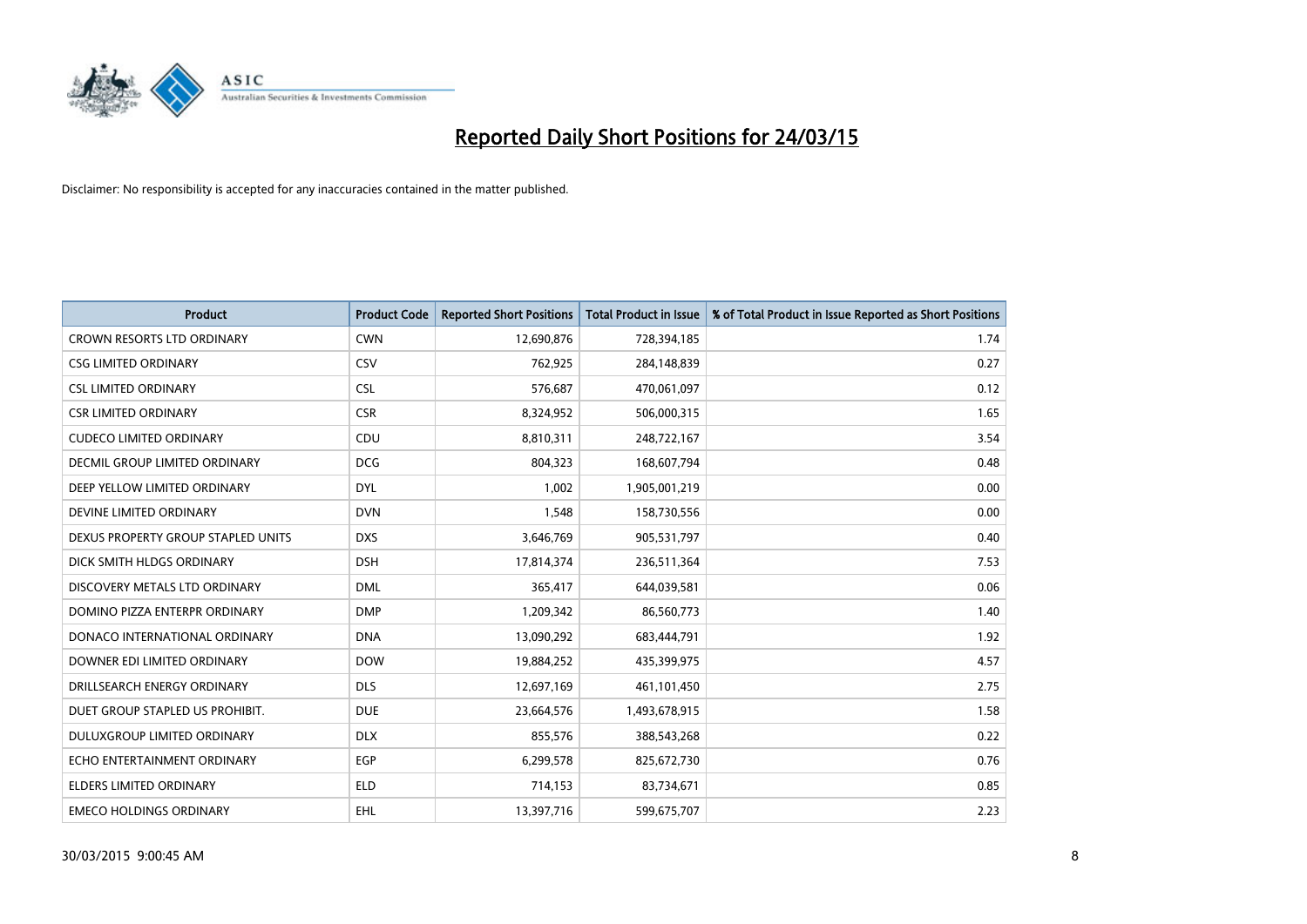# Reported Daily Short Positions for 24/03/15

Disclaimer: No responsibility is accepted for any inaccuracies contained in the matter published.

| Product | Product Code | Reported Short Positions | Total Product in Issue | % of Total Product in Issue Reported as Short Positions |
|---|---|---|---|---|
| CROWN RESORTS LTD ORDINARY | CWN | 12,690,876 | 728,394,185 | 1.74 |
| CSG LIMITED ORDINARY | CSV | 762,925 | 284,148,839 | 0.27 |
| CSL LIMITED ORDINARY | CSL | 576,687 | 470,061,097 | 0.12 |
| CSR LIMITED ORDINARY | CSR | 8,324,952 | 506,000,315 | 1.65 |
| CUDECO LIMITED ORDINARY | CDU | 8,810,311 | 248,722,167 | 3.54 |
| DECMIL GROUP LIMITED ORDINARY | DCG | 804,323 | 168,607,794 | 0.48 |
| DEEP YELLOW LIMITED ORDINARY | DYL | 1,002 | 1,905,001,219 | 0.00 |
| DEVINE LIMITED ORDINARY | DVN | 1,548 | 158,730,556 | 0.00 |
| DEXUS PROPERTY GROUP STAPLED UNITS | DXS | 3,646,769 | 905,531,797 | 0.40 |
| DICK SMITH HLDGS ORDINARY | DSH | 17,814,374 | 236,511,364 | 7.53 |
| DISCOVERY METALS LTD ORDINARY | DML | 365,417 | 644,039,581 | 0.06 |
| DOMINO PIZZA ENTERPR ORDINARY | DMP | 1,209,342 | 86,560,773 | 1.40 |
| DONACO INTERNATIONAL ORDINARY | DNA | 13,090,292 | 683,444,791 | 1.92 |
| DOWNER EDI LIMITED ORDINARY | DOW | 19,884,252 | 435,399,975 | 4.57 |
| DRILLSEARCH ENERGY ORDINARY | DLS | 12,697,169 | 461,101,450 | 2.75 |
| DUET GROUP STAPLED US PROHIBIT. | DUE | 23,664,576 | 1,493,678,915 | 1.58 |
| DULUXGROUP LIMITED ORDINARY | DLX | 855,576 | 388,543,268 | 0.22 |
| ECHO ENTERTAINMENT ORDINARY | EGP | 6,299,578 | 825,672,730 | 0.76 |
| ELDERS LIMITED ORDINARY | ELD | 714,153 | 83,734,671 | 0.85 |
| EMECO HOLDINGS ORDINARY | EHL | 13,397,716 | 599,675,707 | 2.23 |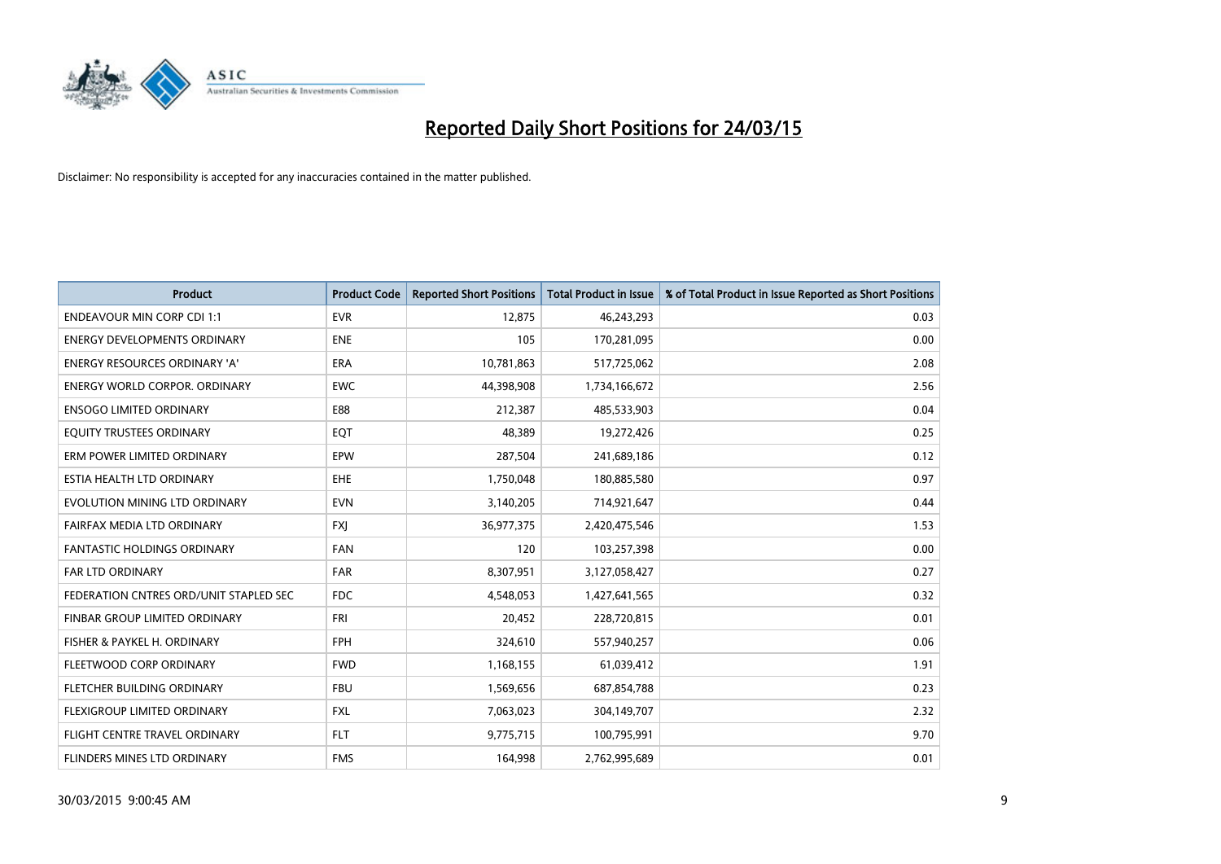# Reported Daily Short Positions for 24/03/15

Disclaimer: No responsibility is accepted for any inaccuracies contained in the matter published.

| Product | Product Code | Reported Short Positions | Total Product in Issue | % of Total Product in Issue Reported as Short Positions |
|---|---|---|---|---|
| ENDEAVOUR MIN CORP CDI 1:1 | EVR | 12,875 | 46,243,293 | 0.03 |
| ENERGY DEVELOPMENTS ORDINARY | ENE | 105 | 170,281,095 | 0.00 |
| ENERGY RESOURCES ORDINARY 'A' | ERA | 10,781,863 | 517,725,062 | 2.08 |
| ENERGY WORLD CORPOR. ORDINARY | EWC | 44,398,908 | 1,734,166,672 | 2.56 |
| ENSOGO LIMITED ORDINARY | E88 | 212,387 | 485,533,903 | 0.04 |
| EQUITY TRUSTEES ORDINARY | EQT | 48,389 | 19,272,426 | 0.25 |
| ERM POWER LIMITED ORDINARY | EPW | 287,504 | 241,689,186 | 0.12 |
| ESTIA HEALTH LTD ORDINARY | EHE | 1,750,048 | 180,885,580 | 0.97 |
| EVOLUTION MINING LTD ORDINARY | EVN | 3,140,205 | 714,921,647 | 0.44 |
| FAIRFAX MEDIA LTD ORDINARY | FXJ | 36,977,375 | 2,420,475,546 | 1.53 |
| FANTASTIC HOLDINGS ORDINARY | FAN | 120 | 103,257,398 | 0.00 |
| FAR LTD ORDINARY | FAR | 8,307,951 | 3,127,058,427 | 0.27 |
| FEDERATION CNTRES ORD/UNIT STAPLED SEC | FDC | 4,548,053 | 1,427,641,565 | 0.32 |
| FINBAR GROUP LIMITED ORDINARY | FRI | 20,452 | 228,720,815 | 0.01 |
| FISHER & PAYKEL H. ORDINARY | FPH | 324,610 | 557,940,257 | 0.06 |
| FLEETWOOD CORP ORDINARY | FWD | 1,168,155 | 61,039,412 | 1.91 |
| FLETCHER BUILDING ORDINARY | FBU | 1,569,656 | 687,854,788 | 0.23 |
| FLEXIGROUP LIMITED ORDINARY | FXL | 7,063,023 | 304,149,707 | 2.32 |
| FLIGHT CENTRE TRAVEL ORDINARY | FLT | 9,775,715 | 100,795,991 | 9.70 |
| FLINDERS MINES LTD ORDINARY | FMS | 164,998 | 2,762,995,689 | 0.01 |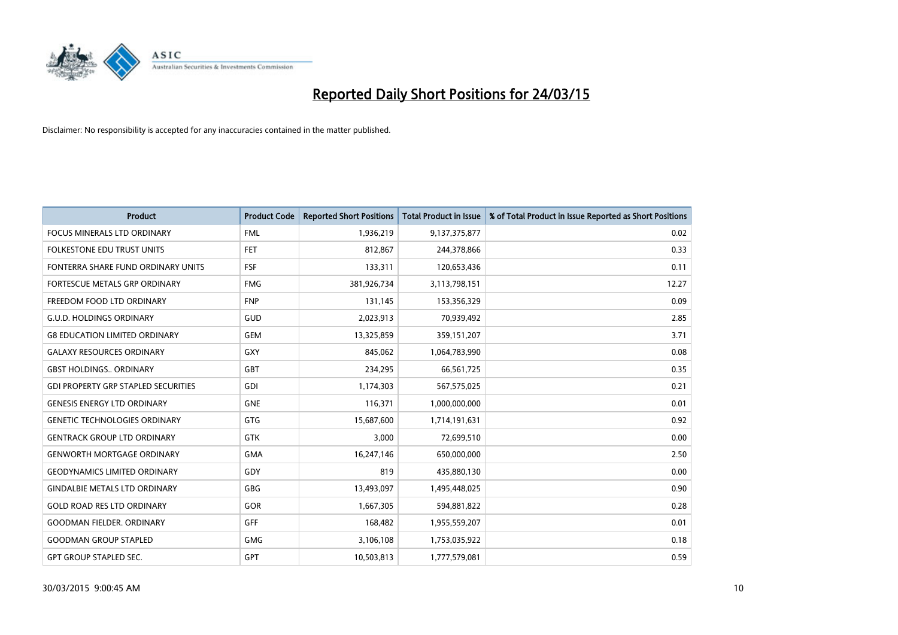# Reported Daily Short Positions for 24/03/15

Disclaimer: No responsibility is accepted for any inaccuracies contained in the matter published.

| Product | Product Code | Reported Short Positions | Total Product in Issue | % of Total Product in Issue Reported as Short Positions |
|---|---|---|---|---|
| FOCUS MINERALS LTD ORDINARY | FML | 1,936,219 | 9,137,375,877 | 0.02 |
| FOLKESTONE EDU TRUST UNITS | FET | 812,867 | 244,378,866 | 0.33 |
| FONTERRA SHARE FUND ORDINARY UNITS | FSF | 133,311 | 120,653,436 | 0.11 |
| FORTESCUE METALS GRP ORDINARY | FMG | 381,926,734 | 3,113,798,151 | 12.27 |
| FREEDOM FOOD LTD ORDINARY | FNP | 131,145 | 153,356,329 | 0.09 |
| G.U.D. HOLDINGS ORDINARY | GUD | 2,023,913 | 70,939,492 | 2.85 |
| G8 EDUCATION LIMITED ORDINARY | GEM | 13,325,859 | 359,151,207 | 3.71 |
| GALAXY RESOURCES ORDINARY | GXY | 845,062 | 1,064,783,990 | 0.08 |
| GBST HOLDINGS.. ORDINARY | GBT | 234,295 | 66,561,725 | 0.35 |
| GDI PROPERTY GRP STAPLED SECURITIES | GDI | 1,174,303 | 567,575,025 | 0.21 |
| GENESIS ENERGY LTD ORDINARY | GNE | 116,371 | 1,000,000,000 | 0.01 |
| GENETIC TECHNOLOGIES ORDINARY | GTG | 15,687,600 | 1,714,191,631 | 0.92 |
| GENTRACK GROUP LTD ORDINARY | GTK | 3,000 | 72,699,510 | 0.00 |
| GENWORTH MORTGAGE ORDINARY | GMA | 16,247,146 | 650,000,000 | 2.50 |
| GEODYNAMICS LIMITED ORDINARY | GDY | 819 | 435,880,130 | 0.00 |
| GINDALBIE METALS LTD ORDINARY | GBG | 13,493,097 | 1,495,448,025 | 0.90 |
| GOLD ROAD RES LTD ORDINARY | GOR | 1,667,305 | 594,881,822 | 0.28 |
| GOODMAN FIELDER. ORDINARY | GFF | 168,482 | 1,955,559,207 | 0.01 |
| GOODMAN GROUP STAPLED | GMG | 3,106,108 | 1,753,035,922 | 0.18 |
| GPT GROUP STAPLED SEC. | GPT | 10,503,813 | 1,777,579,081 | 0.59 |

30/03/2015 9:00:45 AM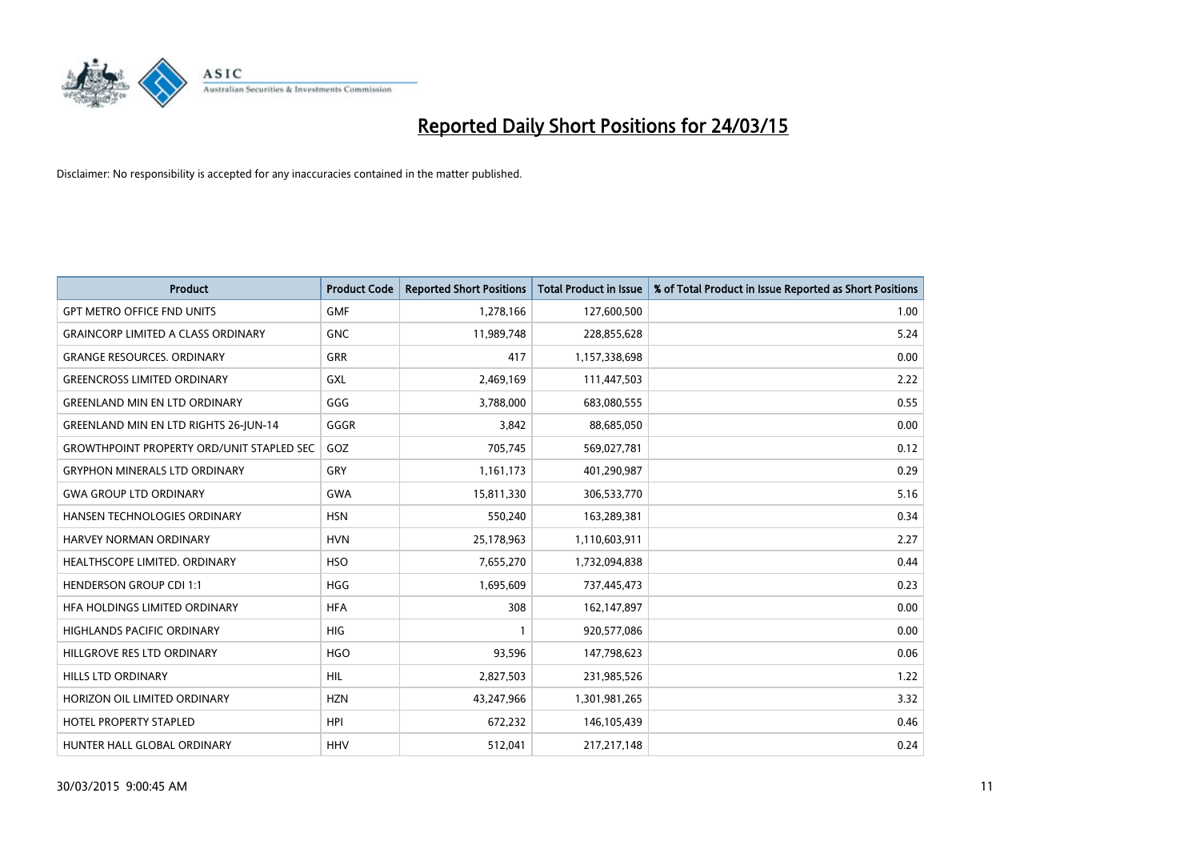# Reported Daily Short Positions for 24/03/15

Disclaimer: No responsibility is accepted for any inaccuracies contained in the matter published.

| Product | Product Code | Reported Short Positions | Total Product in Issue | % of Total Product in Issue Reported as Short Positions |
|---|---|---|---|---|
| GPT METRO OFFICE FND UNITS | GMF | 1,278,166 | 127,600,500 | 1.00 |
| GRAINCORP LIMITED A CLASS ORDINARY | GNC | 11,989,748 | 228,855,628 | 5.24 |
| GRANGE RESOURCES. ORDINARY | GRR | 417 | 1,157,338,698 | 0.00 |
| GREENCROSS LIMITED ORDINARY | GXL | 2,469,169 | 111,447,503 | 2.22 |
| GREENLAND MIN EN LTD ORDINARY | GGG | 3,788,000 | 683,080,555 | 0.55 |
| GREENLAND MIN EN LTD RIGHTS 26-JUN-14 | GGGR | 3,842 | 88,685,050 | 0.00 |
| GROWTHPOINT PROPERTY ORD/UNIT STAPLED SEC | GOZ | 705,745 | 569,027,781 | 0.12 |
| GRYPHON MINERALS LTD ORDINARY | GRY | 1,161,173 | 401,290,987 | 0.29 |
| GWA GROUP LTD ORDINARY | GWA | 15,811,330 | 306,533,770 | 5.16 |
| HANSEN TECHNOLOGIES ORDINARY | HSN | 550,240 | 163,289,381 | 0.34 |
| HARVEY NORMAN ORDINARY | HVN | 25,178,963 | 1,110,603,911 | 2.27 |
| HEALTHSCOPE LIMITED. ORDINARY | HSO | 7,655,270 | 1,732,094,838 | 0.44 |
| HENDERSON GROUP CDI 1:1 | HGG | 1,695,609 | 737,445,473 | 0.23 |
| HFA HOLDINGS LIMITED ORDINARY | HFA | 308 | 162,147,897 | 0.00 |
| HIGHLANDS PACIFIC ORDINARY | HIG | 1 | 920,577,086 | 0.00 |
| HILLGROVE RES LTD ORDINARY | HGO | 93,596 | 147,798,623 | 0.06 |
| HILLS LTD ORDINARY | HIL | 2,827,503 | 231,985,526 | 1.22 |
| HORIZON OIL LIMITED ORDINARY | HZN | 43,247,966 | 1,301,981,265 | 3.32 |
| HOTEL PROPERTY STAPLED | HPI | 672,232 | 146,105,439 | 0.46 |
| HUNTER HALL GLOBAL ORDINARY | HHV | 512,041 | 217,217,148 | 0.24 |

30/03/2015 9:00:45 AM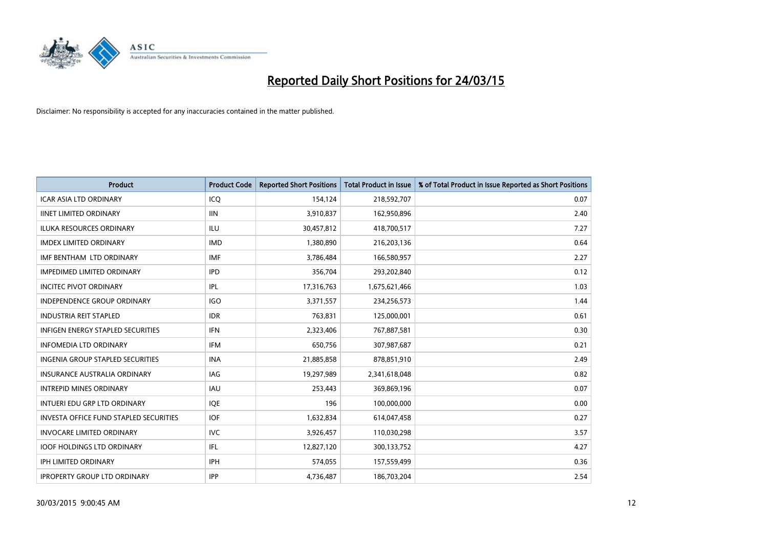# Reported Daily Short Positions for 24/03/15

Disclaimer: No responsibility is accepted for any inaccuracies contained in the matter published.

| Product | Product Code | Reported Short Positions | Total Product in Issue | % of Total Product in Issue Reported as Short Positions |
|---|---|---|---|---|
| ICAR ASIA LTD ORDINARY | ICQ | 154,124 | 218,592,707 | 0.07 |
| IINET LIMITED ORDINARY | IIN | 3,910,837 | 162,950,896 | 2.40 |
| ILUKA RESOURCES ORDINARY | ILU | 30,457,812 | 418,700,517 | 7.27 |
| IMDEX LIMITED ORDINARY | IMD | 1,380,890 | 216,203,136 | 0.64 |
| IMF BENTHAM LTD ORDINARY | IMF | 3,786,484 | 166,580,957 | 2.27 |
| IMPEDIMED LIMITED ORDINARY | IPD | 356,704 | 293,202,840 | 0.12 |
| INCITEC PIVOT ORDINARY | IPL | 17,316,763 | 1,675,621,466 | 1.03 |
| INDEPENDENCE GROUP ORDINARY | IGO | 3,371,557 | 234,256,573 | 1.44 |
| INDUSTRIA REIT STAPLED | IDR | 763,831 | 125,000,001 | 0.61 |
| INFIGEN ENERGY STAPLED SECURITIES | IFN | 2,323,406 | 767,887,581 | 0.30 |
| INFOMEDIA LTD ORDINARY | IFM | 650,756 | 307,987,687 | 0.21 |
| INGENIA GROUP STAPLED SECURITIES | INA | 21,885,858 | 878,851,910 | 2.49 |
| INSURANCE AUSTRALIA ORDINARY | IAG | 19,297,989 | 2,341,618,048 | 0.82 |
| INTREPID MINES ORDINARY | IAU | 253,443 | 369,869,196 | 0.07 |
| INTUERI EDU GRP LTD ORDINARY | IQE | 196 | 100,000,000 | 0.00 |
| INVESTA OFFICE FUND STAPLED SECURITIES | IOF | 1,632,834 | 614,047,458 | 0.27 |
| INVOCARE LIMITED ORDINARY | IVC | 3,926,457 | 110,030,298 | 3.57 |
| IOOF HOLDINGS LTD ORDINARY | IFL | 12,827,120 | 300,133,752 | 4.27 |
| IPH LIMITED ORDINARY | IPH | 574,055 | 157,559,499 | 0.36 |
| IPROPERTY GROUP LTD ORDINARY | IPP | 4,736,487 | 186,703,204 | 2.54 |

30/03/2015 9:00:45 AM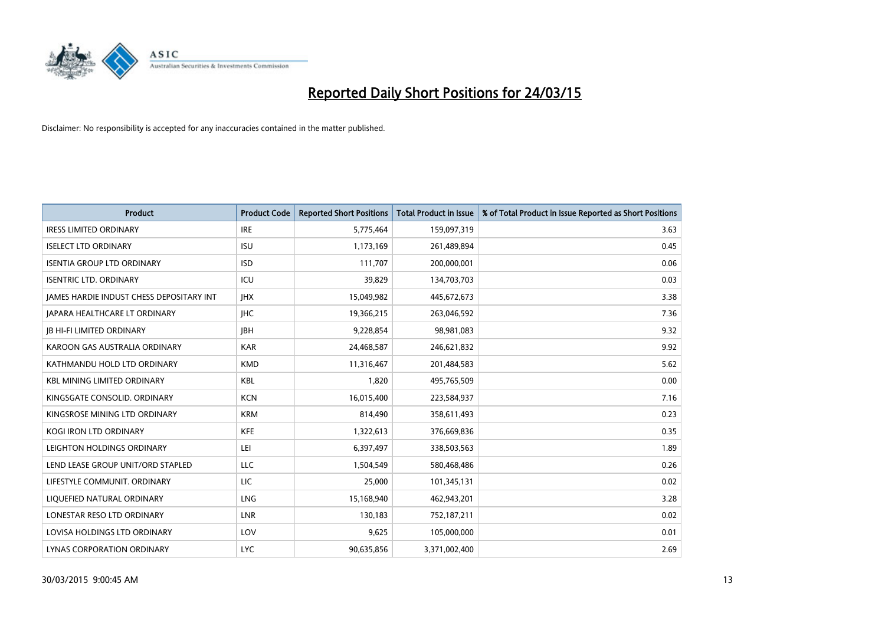# Reported Daily Short Positions for 24/03/15

Disclaimer: No responsibility is accepted for any inaccuracies contained in the matter published.

| Product | Product Code | Reported Short Positions | Total Product in Issue | % of Total Product in Issue Reported as Short Positions |
| --- | --- | --- | --- | --- |
| IRESS LIMITED ORDINARY | IRE | 5,775,464 | 159,097,319 | 3.63 |
| ISELECT LTD ORDINARY | ISU | 1,173,169 | 261,489,894 | 0.45 |
| ISENTIA GROUP LTD ORDINARY | ISD | 111,707 | 200,000,001 | 0.06 |
| ISENTRIC LTD. ORDINARY | ICU | 39,829 | 134,703,703 | 0.03 |
| JAMES HARDIE INDUST CHESS DEPOSITARY INT | JHX | 15,049,982 | 445,672,673 | 3.38 |
| JAPARA HEALTHCARE LT ORDINARY | JHC | 19,366,215 | 263,046,592 | 7.36 |
| JB HI-FI LIMITED ORDINARY | JBH | 9,228,854 | 98,981,083 | 9.32 |
| KAROON GAS AUSTRALIA ORDINARY | KAR | 24,468,587 | 246,621,832 | 9.92 |
| KATHMANDU HOLD LTD ORDINARY | KMD | 11,316,467 | 201,484,583 | 5.62 |
| KBL MINING LIMITED ORDINARY | KBL | 1,820 | 495,765,509 | 0.00 |
| KINGSGATE CONSOLID. ORDINARY | KCN | 16,015,400 | 223,584,937 | 7.16 |
| KINGSROSE MINING LTD ORDINARY | KRM | 814,490 | 358,611,493 | 0.23 |
| KOGI IRON LTD ORDINARY | KFE | 1,322,613 | 376,669,836 | 0.35 |
| LEIGHTON HOLDINGS ORDINARY | LEI | 6,397,497 | 338,503,563 | 1.89 |
| LEND LEASE GROUP UNIT/ORD STAPLED | LLC | 1,504,549 | 580,468,486 | 0.26 |
| LIFESTYLE COMMUNIT. ORDINARY | LIC | 25,000 | 101,345,131 | 0.02 |
| LIQUEFIED NATURAL ORDINARY | LNG | 15,168,940 | 462,943,201 | 3.28 |
| LONESTAR RESO LTD ORDINARY | LNR | 130,183 | 752,187,211 | 0.02 |
| LOVISA HOLDINGS LTD ORDINARY | LOV | 9,625 | 105,000,000 | 0.01 |
| LYNAS CORPORATION ORDINARY | LYC | 90,635,856 | 3,371,002,400 | 2.69 |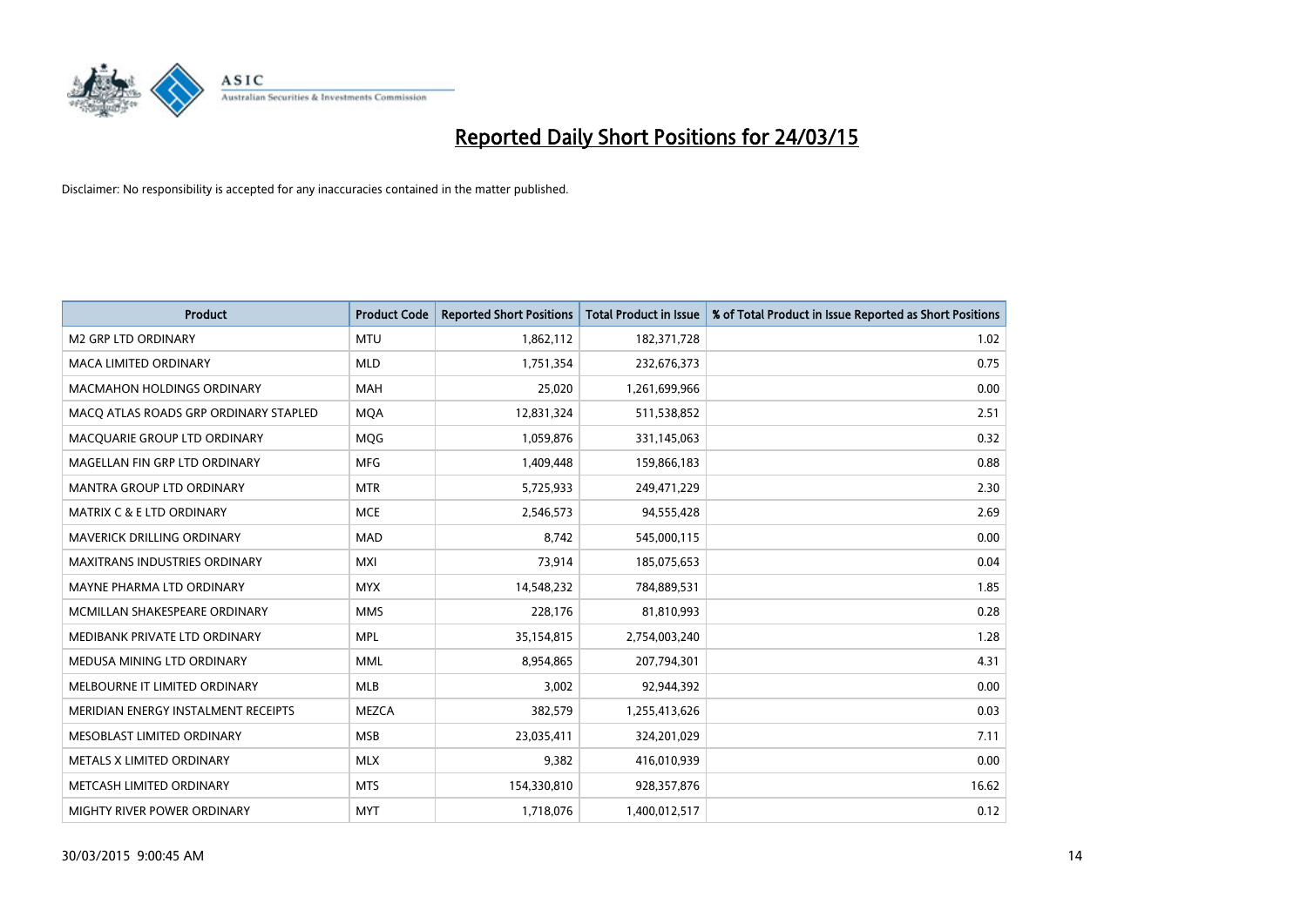# Reported Daily Short Positions for 24/03/15

Disclaimer: No responsibility is accepted for any inaccuracies contained in the matter published.

| Product | Product Code | Reported Short Positions | Total Product in Issue | % of Total Product in Issue Reported as Short Positions |
|---|---|---|---|---|
| M2 GRP LTD ORDINARY | MTU | 1,862,112 | 182,371,728 | 1.02 |
| MACA LIMITED ORDINARY | MLD | 1,751,354 | 232,676,373 | 0.75 |
| MACMAHON HOLDINGS ORDINARY | MAH | 25,020 | 1,261,699,966 | 0.00 |
| MACQ ATLAS ROADS GRP ORDINARY STAPLED | MQA | 12,831,324 | 511,538,852 | 2.51 |
| MACQUARIE GROUP LTD ORDINARY | MQG | 1,059,876 | 331,145,063 | 0.32 |
| MAGELLAN FIN GRP LTD ORDINARY | MFG | 1,409,448 | 159,866,183 | 0.88 |
| MANTRA GROUP LTD ORDINARY | MTR | 5,725,933 | 249,471,229 | 2.30 |
| MATRIX C & E LTD ORDINARY | MCE | 2,546,573 | 94,555,428 | 2.69 |
| MAVERICK DRILLING ORDINARY | MAD | 8,742 | 545,000,115 | 0.00 |
| MAXITRANS INDUSTRIES ORDINARY | MXI | 73,914 | 185,075,653 | 0.04 |
| MAYNE PHARMA LTD ORDINARY | MYX | 14,548,232 | 784,889,531 | 1.85 |
| MCMILLAN SHAKESPEARE ORDINARY | MMS | 228,176 | 81,810,993 | 0.28 |
| MEDIBANK PRIVATE LTD ORDINARY | MPL | 35,154,815 | 2,754,003,240 | 1.28 |
| MEDUSA MINING LTD ORDINARY | MML | 8,954,865 | 207,794,301 | 4.31 |
| MELBOURNE IT LIMITED ORDINARY | MLB | 3,002 | 92,944,392 | 0.00 |
| MERIDIAN ENERGY INSTALMENT RECEIPTS | MEZCA | 382,579 | 1,255,413,626 | 0.03 |
| MESOBLAST LIMITED ORDINARY | MSB | 23,035,411 | 324,201,029 | 7.11 |
| METALS X LIMITED ORDINARY | MLX | 9,382 | 416,010,939 | 0.00 |
| METCASH LIMITED ORDINARY | MTS | 154,330,810 | 928,357,876 | 16.62 |
| MIGHTY RIVER POWER ORDINARY | MYT | 1,718,076 | 1,400,012,517 | 0.12 |

30/03/2015 9:00:45 AM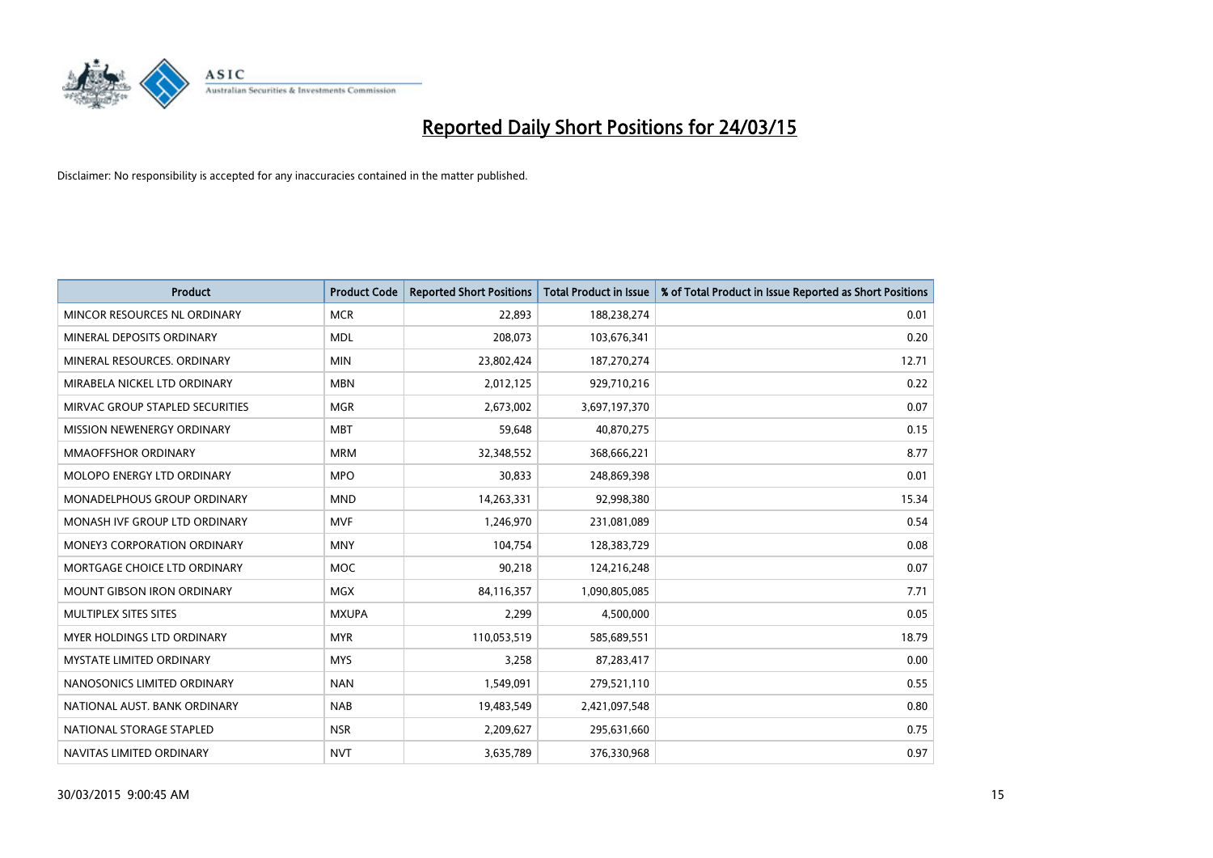# Reported Daily Short Positions for 24/03/15

Disclaimer: No responsibility is accepted for any inaccuracies contained in the matter published.

| Product | Product Code | Reported Short Positions | Total Product in Issue | % of Total Product in Issue Reported as Short Positions |
|---|---|---|---|---|
| MINCOR RESOURCES NL ORDINARY | MCR | 22,893 | 188,238,274 | 0.01 |
| MINERAL DEPOSITS ORDINARY | MDL | 208,073 | 103,676,341 | 0.20 |
| MINERAL RESOURCES. ORDINARY | MIN | 23,802,424 | 187,270,274 | 12.71 |
| MIRABELA NICKEL LTD ORDINARY | MBN | 2,012,125 | 929,710,216 | 0.22 |
| MIRVAC GROUP STAPLED SECURITIES | MGR | 2,673,002 | 3,697,197,370 | 0.07 |
| MISSION NEWENERGY ORDINARY | MBT | 59,648 | 40,870,275 | 0.15 |
| MMAOFFSHOR ORDINARY | MRM | 32,348,552 | 368,666,221 | 8.77 |
| MOLOPO ENERGY LTD ORDINARY | MPO | 30,833 | 248,869,398 | 0.01 |
| MONADELPHOUS GROUP ORDINARY | MND | 14,263,331 | 92,998,380 | 15.34 |
| MONASH IVF GROUP LTD ORDINARY | MVF | 1,246,970 | 231,081,089 | 0.54 |
| MONEY3 CORPORATION ORDINARY | MNY | 104,754 | 128,383,729 | 0.08 |
| MORTGAGE CHOICE LTD ORDINARY | MOC | 90,218 | 124,216,248 | 0.07 |
| MOUNT GIBSON IRON ORDINARY | MGX | 84,116,357 | 1,090,805,085 | 7.71 |
| MULTIPLEX SITES SITES | MXUPA | 2,299 | 4,500,000 | 0.05 |
| MYER HOLDINGS LTD ORDINARY | MYR | 110,053,519 | 585,689,551 | 18.79 |
| MYSTATE LIMITED ORDINARY | MYS | 3,258 | 87,283,417 | 0.00 |
| NANOSONICS LIMITED ORDINARY | NAN | 1,549,091 | 279,521,110 | 0.55 |
| NATIONAL AUST. BANK ORDINARY | NAB | 19,483,549 | 2,421,097,548 | 0.80 |
| NATIONAL STORAGE STAPLED | NSR | 2,209,627 | 295,631,660 | 0.75 |
| NAVITAS LIMITED ORDINARY | NVT | 3,635,789 | 376,330,968 | 0.97 |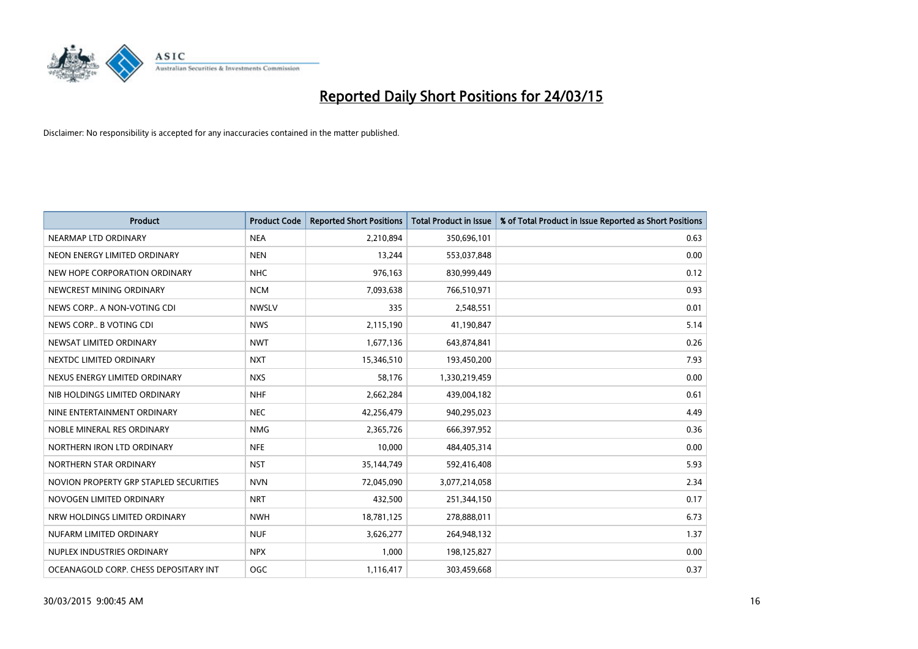# Reported Daily Short Positions for 24/03/15

Disclaimer: No responsibility is accepted for any inaccuracies contained in the matter published.

| Product | Product Code | Reported Short Positions | Total Product in Issue | % of Total Product in Issue Reported as Short Positions |
|---|---|---|---|---|
| NEARMAP LTD ORDINARY | NEA | 2,210,894 | 350,696,101 | 0.63 |
| NEON ENERGY LIMITED ORDINARY | NEN | 13,244 | 553,037,848 | 0.00 |
| NEW HOPE CORPORATION ORDINARY | NHC | 976,163 | 830,999,449 | 0.12 |
| NEWCREST MINING ORDINARY | NCM | 7,093,638 | 766,510,971 | 0.93 |
| NEWS CORP.. A NON-VOTING CDI | NWSLV | 335 | 2,548,551 | 0.01 |
| NEWS CORP.. B VOTING CDI | NWS | 2,115,190 | 41,190,847 | 5.14 |
| NEWSAT LIMITED ORDINARY | NWT | 1,677,136 | 643,874,841 | 0.26 |
| NEXTDC LIMITED ORDINARY | NXT | 15,346,510 | 193,450,200 | 7.93 |
| NEXUS ENERGY LIMITED ORDINARY | NXS | 58,176 | 1,330,219,459 | 0.00 |
| NIB HOLDINGS LIMITED ORDINARY | NHF | 2,662,284 | 439,004,182 | 0.61 |
| NINE ENTERTAINMENT ORDINARY | NEC | 42,256,479 | 940,295,023 | 4.49 |
| NOBLE MINERAL RES ORDINARY | NMG | 2,365,726 | 666,397,952 | 0.36 |
| NORTHERN IRON LTD ORDINARY | NFE | 10,000 | 484,405,314 | 0.00 |
| NORTHERN STAR ORDINARY | NST | 35,144,749 | 592,416,408 | 5.93 |
| NOVION PROPERTY GRP STAPLED SECURITIES | NVN | 72,045,090 | 3,077,214,058 | 2.34 |
| NOVOGEN LIMITED ORDINARY | NRT | 432,500 | 251,344,150 | 0.17 |
| NRW HOLDINGS LIMITED ORDINARY | NWH | 18,781,125 | 278,888,011 | 6.73 |
| NUFARM LIMITED ORDINARY | NUF | 3,626,277 | 264,948,132 | 1.37 |
| NUPLEX INDUSTRIES ORDINARY | NPX | 1,000 | 198,125,827 | 0.00 |
| OCEANAGOLD CORP. CHESS DEPOSITARY INT | OGC | 1,116,417 | 303,459,668 | 0.37 |

30/03/2015 9:00:45 AM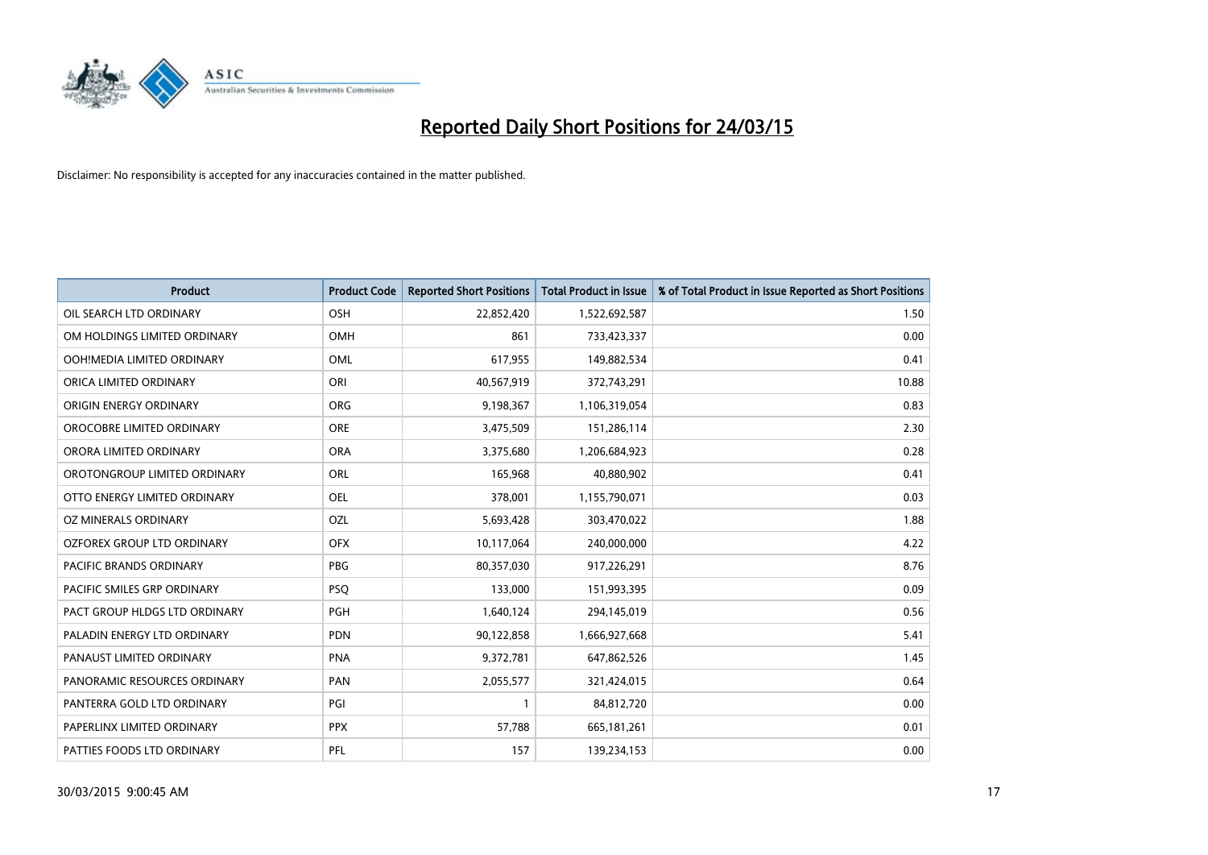# Reported Daily Short Positions for 24/03/15

Disclaimer: No responsibility is accepted for any inaccuracies contained in the matter published.

| Product | Product Code | Reported Short Positions | Total Product in Issue | % of Total Product in Issue Reported as Short Positions |
|---|---|---|---|---|
| OIL SEARCH LTD ORDINARY | OSH | 22,852,420 | 1,522,692,587 | 1.50 |
| OM HOLDINGS LIMITED ORDINARY | OMH | 861 | 733,423,337 | 0.00 |
| OOH!MEDIA LIMITED ORDINARY | OML | 617,955 | 149,882,534 | 0.41 |
| ORICA LIMITED ORDINARY | ORI | 40,567,919 | 372,743,291 | 10.88 |
| ORIGIN ENERGY ORDINARY | ORG | 9,198,367 | 1,106,319,054 | 0.83 |
| OROCOBRE LIMITED ORDINARY | ORE | 3,475,509 | 151,286,114 | 2.30 |
| ORORA LIMITED ORDINARY | ORA | 3,375,680 | 1,206,684,923 | 0.28 |
| OROTONGROUP LIMITED ORDINARY | ORL | 165,968 | 40,880,902 | 0.41 |
| OTTO ENERGY LIMITED ORDINARY | OEL | 378,001 | 1,155,790,071 | 0.03 |
| OZ MINERALS ORDINARY | OZL | 5,693,428 | 303,470,022 | 1.88 |
| OZFOREX GROUP LTD ORDINARY | OFX | 10,117,064 | 240,000,000 | 4.22 |
| PACIFIC BRANDS ORDINARY | PBG | 80,357,030 | 917,226,291 | 8.76 |
| PACIFIC SMILES GRP ORDINARY | PSQ | 133,000 | 151,993,395 | 0.09 |
| PACT GROUP HLDGS LTD ORDINARY | PGH | 1,640,124 | 294,145,019 | 0.56 |
| PALADIN ENERGY LTD ORDINARY | PDN | 90,122,858 | 1,666,927,668 | 5.41 |
| PANAUST LIMITED ORDINARY | PNA | 9,372,781 | 647,862,526 | 1.45 |
| PANORAMIC RESOURCES ORDINARY | PAN | 2,055,577 | 321,424,015 | 0.64 |
| PANTERRA GOLD LTD ORDINARY | PGI | 1 | 84,812,720 | 0.00 |
| PAPERLINX LIMITED ORDINARY | PPX | 57,788 | 665,181,261 | 0.01 |
| PATTIES FOODS LTD ORDINARY | PFL | 157 | 139,234,153 | 0.00 |

30/03/2015 9:00:45 AM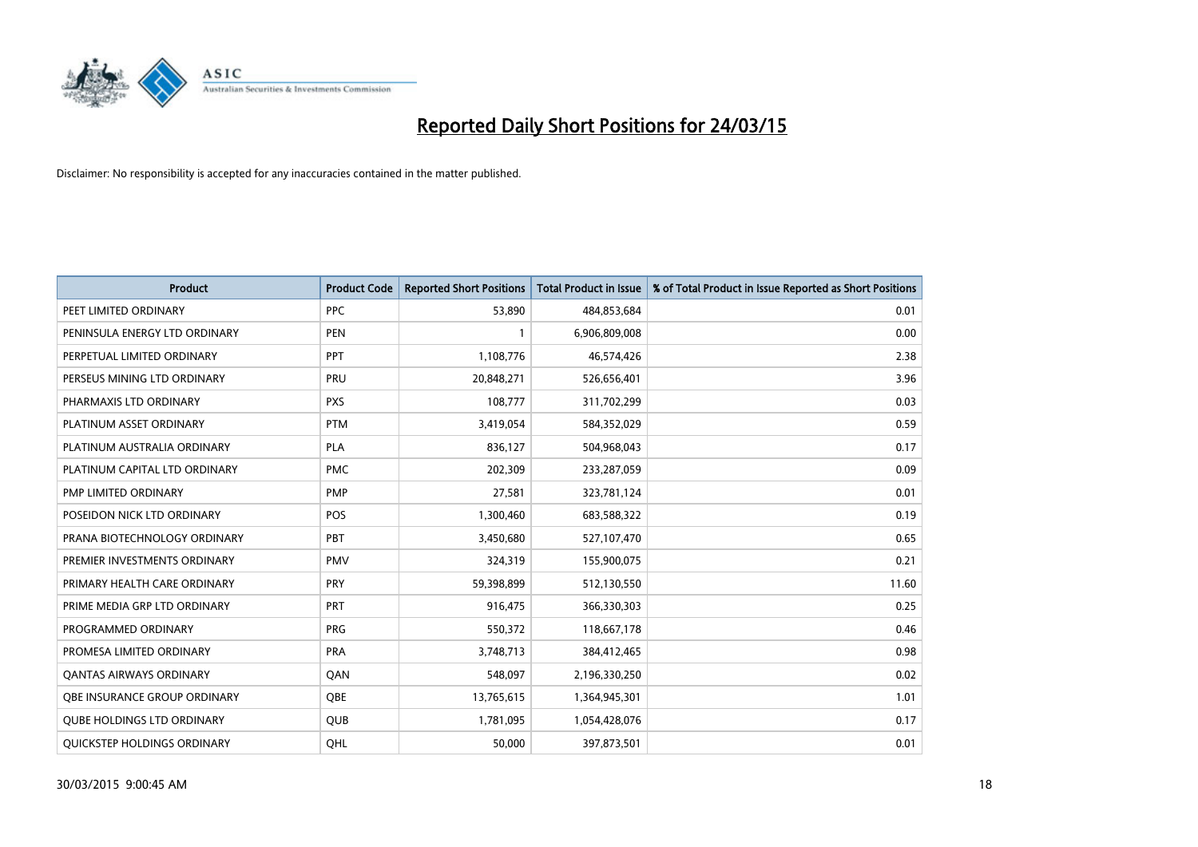# Reported Daily Short Positions for 24/03/15

Disclaimer: No responsibility is accepted for any inaccuracies contained in the matter published.

| Product | Product Code | Reported Short Positions | Total Product in Issue | % of Total Product in Issue Reported as Short Positions |
|---|---|---|---|---|
| PEET LIMITED ORDINARY | PPC | 53,890 | 484,853,684 | 0.01 |
| PENINSULA ENERGY LTD ORDINARY | PEN | 1 | 6,906,809,008 | 0.00 |
| PERPETUAL LIMITED ORDINARY | PPT | 1,108,776 | 46,574,426 | 2.38 |
| PERSEUS MINING LTD ORDINARY | PRU | 20,848,271 | 526,656,401 | 3.96 |
| PHARMAXIS LTD ORDINARY | PXS | 108,777 | 311,702,299 | 0.03 |
| PLATINUM ASSET ORDINARY | PTM | 3,419,054 | 584,352,029 | 0.59 |
| PLATINUM AUSTRALIA ORDINARY | PLA | 836,127 | 504,968,043 | 0.17 |
| PLATINUM CAPITAL LTD ORDINARY | PMC | 202,309 | 233,287,059 | 0.09 |
| PMP LIMITED ORDINARY | PMP | 27,581 | 323,781,124 | 0.01 |
| POSEIDON NICK LTD ORDINARY | POS | 1,300,460 | 683,588,322 | 0.19 |
| PRANA BIOTECHNOLOGY ORDINARY | PBT | 3,450,680 | 527,107,470 | 0.65 |
| PREMIER INVESTMENTS ORDINARY | PMV | 324,319 | 155,900,075 | 0.21 |
| PRIMARY HEALTH CARE ORDINARY | PRY | 59,398,899 | 512,130,550 | 11.60 |
| PRIME MEDIA GRP LTD ORDINARY | PRT | 916,475 | 366,330,303 | 0.25 |
| PROGRAMMED ORDINARY | PRG | 550,372 | 118,667,178 | 0.46 |
| PROMESA LIMITED ORDINARY | PRA | 3,748,713 | 384,412,465 | 0.98 |
| QANTAS AIRWAYS ORDINARY | QAN | 548,097 | 2,196,330,250 | 0.02 |
| QBE INSURANCE GROUP ORDINARY | QBE | 13,765,615 | 1,364,945,301 | 1.01 |
| QUBE HOLDINGS LTD ORDINARY | QUB | 1,781,095 | 1,054,428,076 | 0.17 |
| QUICKSTEP HOLDINGS ORDINARY | QHL | 50,000 | 397,873,501 | 0.01 |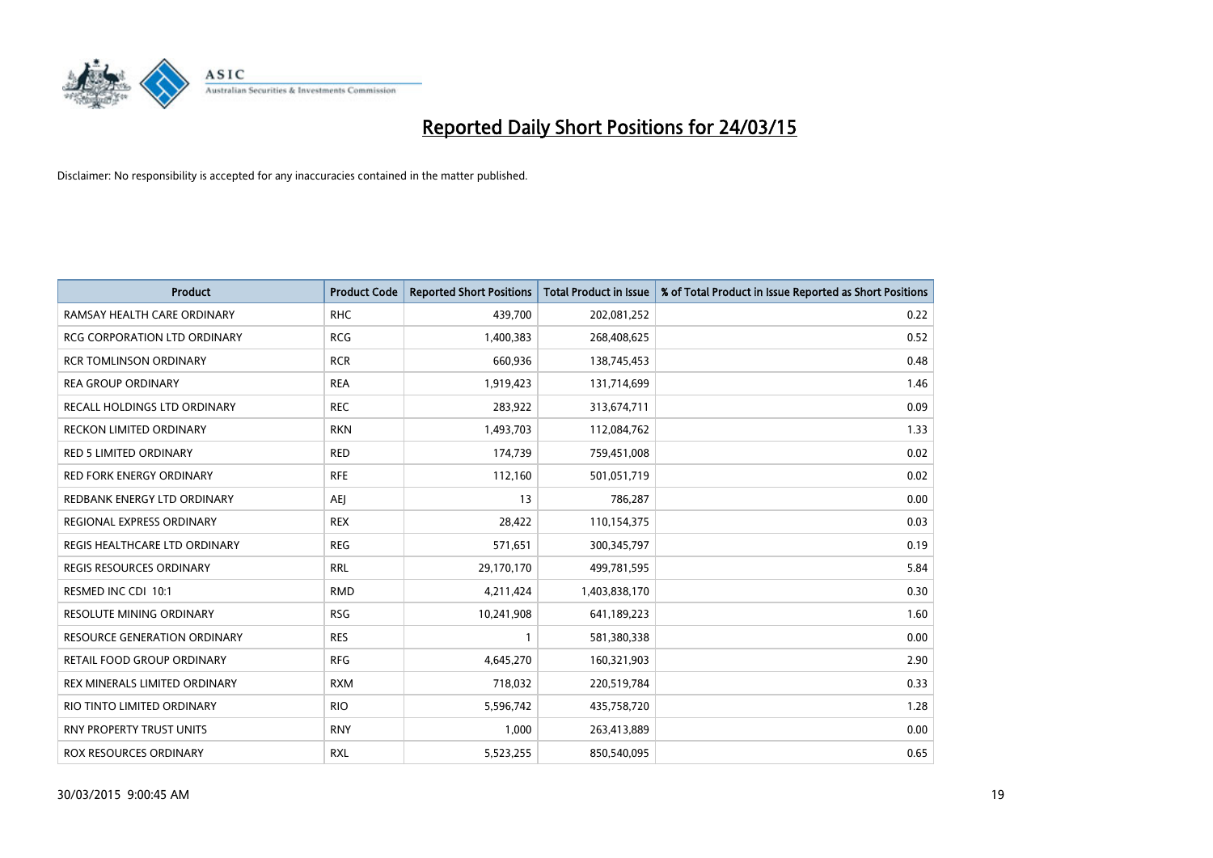# Reported Daily Short Positions for 24/03/15

Disclaimer: No responsibility is accepted for any inaccuracies contained in the matter published.

| Product | Product Code | Reported Short Positions | Total Product in Issue | % of Total Product in Issue Reported as Short Positions |
|---|---|---|---|---|
| RAMSAY HEALTH CARE ORDINARY | RHC | 439,700 | 202,081,252 | 0.22 |
| RCG CORPORATION LTD ORDINARY | RCG | 1,400,383 | 268,408,625 | 0.52 |
| RCR TOMLINSON ORDINARY | RCR | 660,936 | 138,745,453 | 0.48 |
| REA GROUP ORDINARY | REA | 1,919,423 | 131,714,699 | 1.46 |
| RECALL HOLDINGS LTD ORDINARY | REC | 283,922 | 313,674,711 | 0.09 |
| RECKON LIMITED ORDINARY | RKN | 1,493,703 | 112,084,762 | 1.33 |
| RED 5 LIMITED ORDINARY | RED | 174,739 | 759,451,008 | 0.02 |
| RED FORK ENERGY ORDINARY | RFE | 112,160 | 501,051,719 | 0.02 |
| REDBANK ENERGY LTD ORDINARY | AEJ | 13 | 786,287 | 0.00 |
| REGIONAL EXPRESS ORDINARY | REX | 28,422 | 110,154,375 | 0.03 |
| REGIS HEALTHCARE LTD ORDINARY | REG | 571,651 | 300,345,797 | 0.19 |
| REGIS RESOURCES ORDINARY | RRL | 29,170,170 | 499,781,595 | 5.84 |
| RESMED INC CDI 10:1 | RMD | 4,211,424 | 1,403,838,170 | 0.30 |
| RESOLUTE MINING ORDINARY | RSG | 10,241,908 | 641,189,223 | 1.60 |
| RESOURCE GENERATION ORDINARY | RES | 1 | 581,380,338 | 0.00 |
| RETAIL FOOD GROUP ORDINARY | RFG | 4,645,270 | 160,321,903 | 2.90 |
| REX MINERALS LIMITED ORDINARY | RXM | 718,032 | 220,519,784 | 0.33 |
| RIO TINTO LIMITED ORDINARY | RIO | 5,596,742 | 435,758,720 | 1.28 |
| RNY PROPERTY TRUST UNITS | RNY | 1,000 | 263,413,889 | 0.00 |
| ROX RESOURCES ORDINARY | RXL | 5,523,255 | 850,540,095 | 0.65 |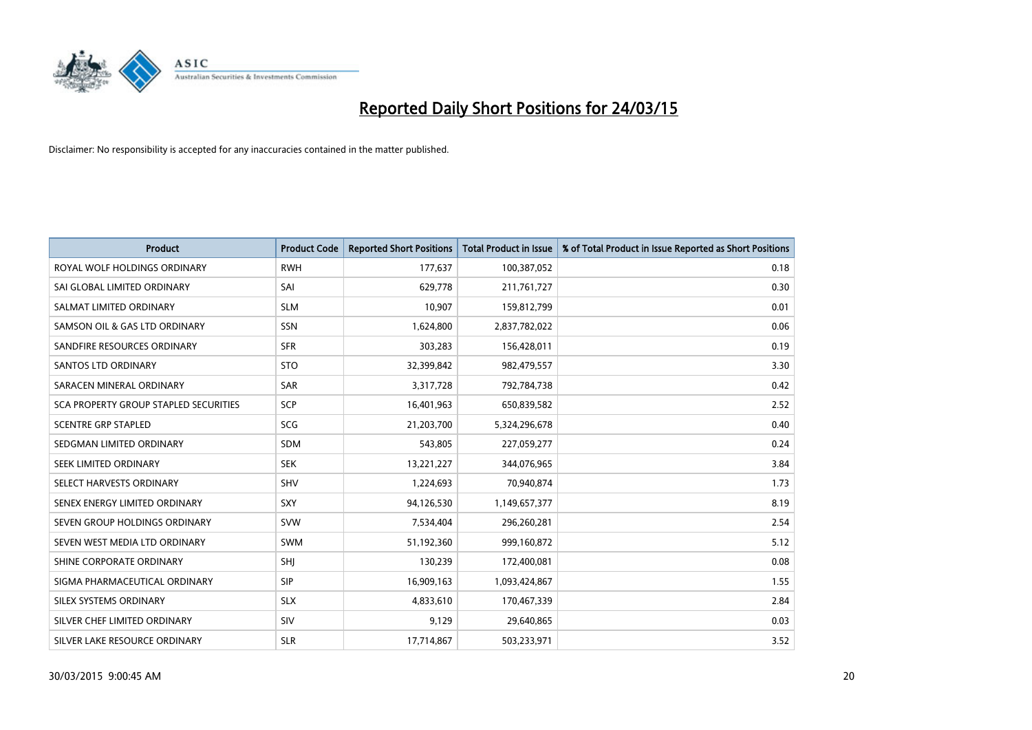# Reported Daily Short Positions for 24/03/15

Disclaimer: No responsibility is accepted for any inaccuracies contained in the matter published.

| Product | Product Code | Reported Short Positions | Total Product in Issue | % of Total Product in Issue Reported as Short Positions |
|---|---|---|---|---|
| ROYAL WOLF HOLDINGS ORDINARY | RWH | 177,637 | 100,387,052 | 0.18 |
| SAI GLOBAL LIMITED ORDINARY | SAI | 629,778 | 211,761,727 | 0.30 |
| SALMAT LIMITED ORDINARY | SLM | 10,907 | 159,812,799 | 0.01 |
| SAMSON OIL & GAS LTD ORDINARY | SSN | 1,624,800 | 2,837,782,022 | 0.06 |
| SANDFIRE RESOURCES ORDINARY | SFR | 303,283 | 156,428,011 | 0.19 |
| SANTOS LTD ORDINARY | STO | 32,399,842 | 982,479,557 | 3.30 |
| SARACEN MINERAL ORDINARY | SAR | 3,317,728 | 792,784,738 | 0.42 |
| SCA PROPERTY GROUP STAPLED SECURITIES | SCP | 16,401,963 | 650,839,582 | 2.52 |
| SCENTRE GRP STAPLED | SCG | 21,203,700 | 5,324,296,678 | 0.40 |
| SEDGMAN LIMITED ORDINARY | SDM | 543,805 | 227,059,277 | 0.24 |
| SEEK LIMITED ORDINARY | SEK | 13,221,227 | 344,076,965 | 3.84 |
| SELECT HARVESTS ORDINARY | SHV | 1,224,693 | 70,940,874 | 1.73 |
| SENEX ENERGY LIMITED ORDINARY | SXY | 94,126,530 | 1,149,657,377 | 8.19 |
| SEVEN GROUP HOLDINGS ORDINARY | SVW | 7,534,404 | 296,260,281 | 2.54 |
| SEVEN WEST MEDIA LTD ORDINARY | SWM | 51,192,360 | 999,160,872 | 5.12 |
| SHINE CORPORATE ORDINARY | SHJ | 130,239 | 172,400,081 | 0.08 |
| SIGMA PHARMACEUTICAL ORDINARY | SIP | 16,909,163 | 1,093,424,867 | 1.55 |
| SILEX SYSTEMS ORDINARY | SLX | 4,833,610 | 170,467,339 | 2.84 |
| SILVER CHEF LIMITED ORDINARY | SIV | 9,129 | 29,640,865 | 0.03 |
| SILVER LAKE RESOURCE ORDINARY | SLR | 17,714,867 | 503,233,971 | 3.52 |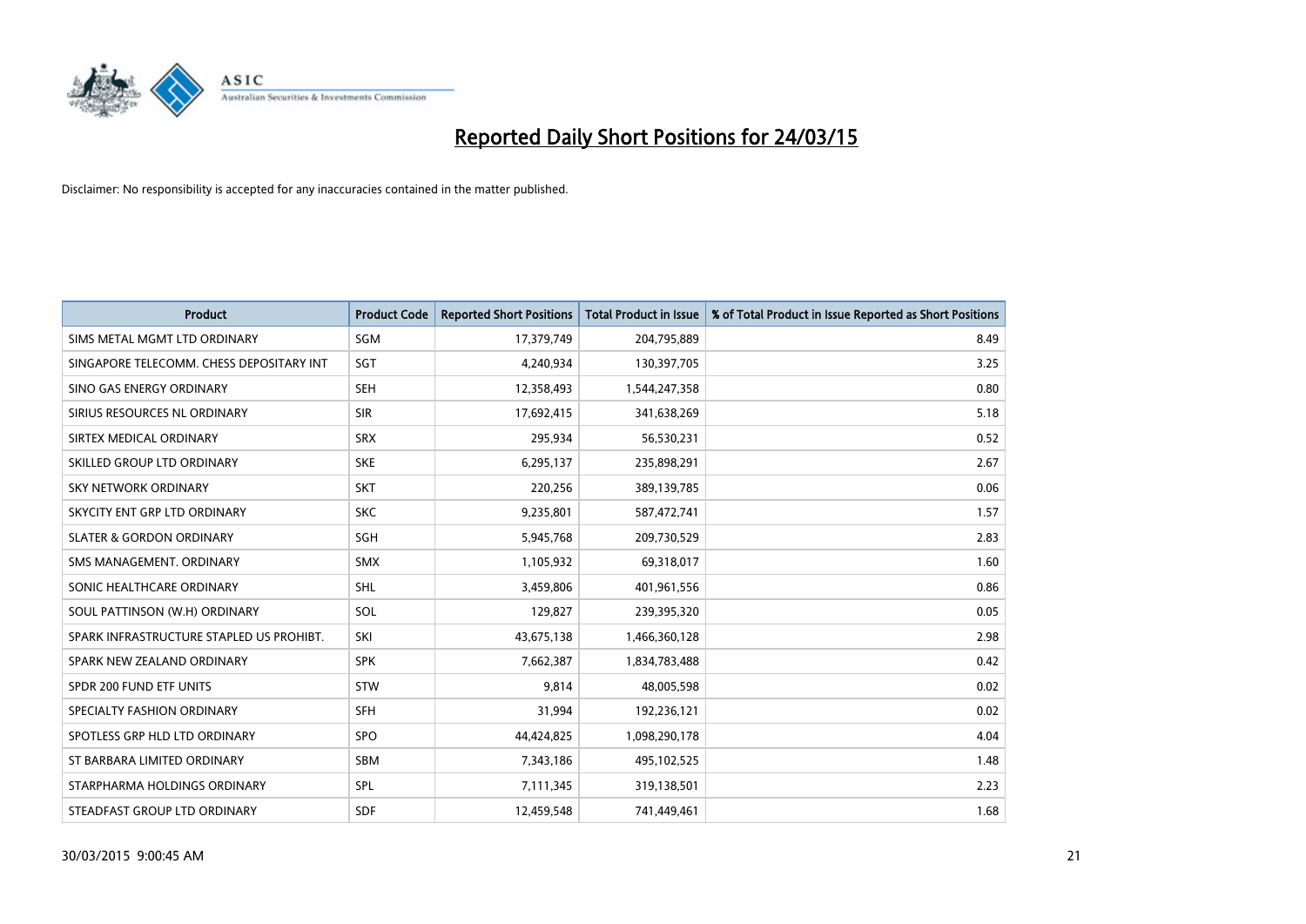# Reported Daily Short Positions for 24/03/15

Disclaimer: No responsibility is accepted for any inaccuracies contained in the matter published.

| Product | Product Code | Reported Short Positions | Total Product in Issue | % of Total Product in Issue Reported as Short Positions |
|---|---|---|---|---|
| SIMS METAL MGMT LTD ORDINARY | SGM | 17,379,749 | 204,795,889 | 8.49 |
| SINGAPORE TELECOMM. CHESS DEPOSITARY INT | SGT | 4,240,934 | 130,397,705 | 3.25 |
| SINO GAS ENERGY ORDINARY | SEH | 12,358,493 | 1,544,247,358 | 0.80 |
| SIRIUS RESOURCES NL ORDINARY | SIR | 17,692,415 | 341,638,269 | 5.18 |
| SIRTEX MEDICAL ORDINARY | SRX | 295,934 | 56,530,231 | 0.52 |
| SKILLED GROUP LTD ORDINARY | SKE | 6,295,137 | 235,898,291 | 2.67 |
| SKY NETWORK ORDINARY | SKT | 220,256 | 389,139,785 | 0.06 |
| SKYCITY ENT GRP LTD ORDINARY | SKC | 9,235,801 | 587,472,741 | 1.57 |
| SLATER & GORDON ORDINARY | SGH | 5,945,768 | 209,730,529 | 2.83 |
| SMS MANAGEMENT. ORDINARY | SMX | 1,105,932 | 69,318,017 | 1.60 |
| SONIC HEALTHCARE ORDINARY | SHL | 3,459,806 | 401,961,556 | 0.86 |
| SOUL PATTINSON (W.H) ORDINARY | SOL | 129,827 | 239,395,320 | 0.05 |
| SPARK INFRASTRUCTURE STAPLED US PROHIBT. | SKI | 43,675,138 | 1,466,360,128 | 2.98 |
| SPARK NEW ZEALAND ORDINARY | SPK | 7,662,387 | 1,834,783,488 | 0.42 |
| SPDR 200 FUND ETF UNITS | STW | 9,814 | 48,005,598 | 0.02 |
| SPECIALTY FASHION ORDINARY | SFH | 31,994 | 192,236,121 | 0.02 |
| SPOTLESS GRP HLD LTD ORDINARY | SPO | 44,424,825 | 1,098,290,178 | 4.04 |
| ST BARBARA LIMITED ORDINARY | SBM | 7,343,186 | 495,102,525 | 1.48 |
| STARPHARMA HOLDINGS ORDINARY | SPL | 7,111,345 | 319,138,501 | 2.23 |
| STEADFAST GROUP LTD ORDINARY | SDF | 12,459,548 | 741,449,461 | 1.68 |

30/03/2015 9:00:45 AM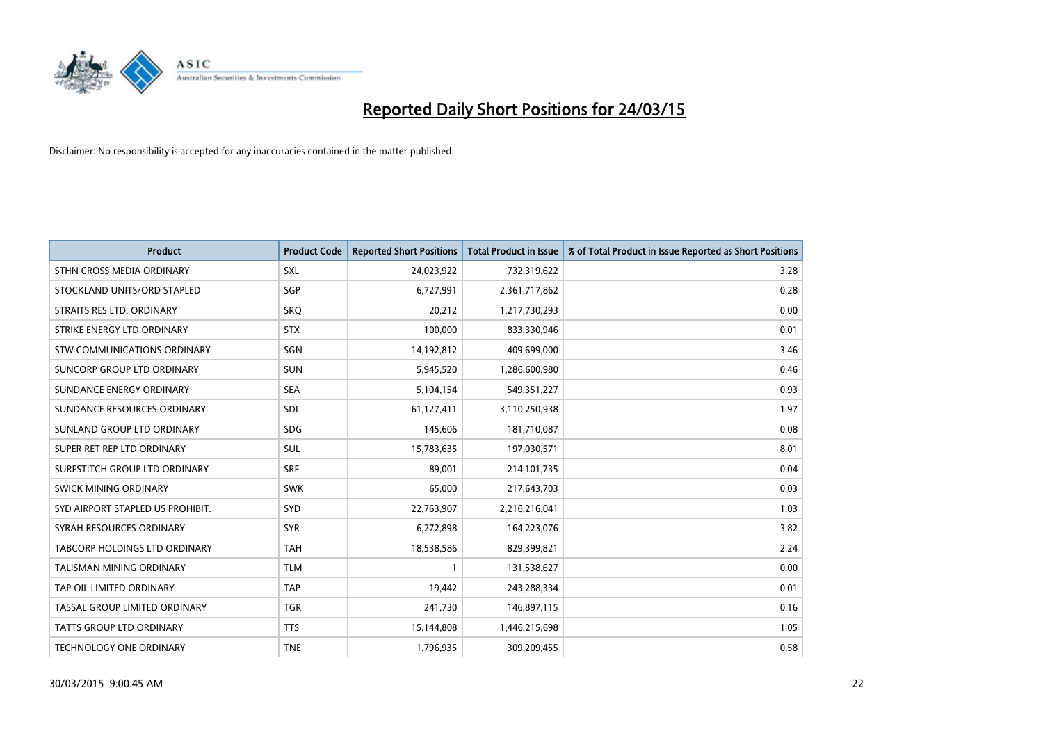# Reported Daily Short Positions for 24/03/15

Disclaimer: No responsibility is accepted for any inaccuracies contained in the matter published.

| Product | Product Code | Reported Short Positions | Total Product in Issue | % of Total Product in Issue Reported as Short Positions |
|---|---|---|---|---|
| STHN CROSS MEDIA ORDINARY | SXL | 24,023,922 | 732,319,622 | 3.28 |
| STOCKLAND UNITS/ORD STAPLED | SGP | 6,727,991 | 2,361,717,862 | 0.28 |
| STRAITS RES LTD. ORDINARY | SRQ | 20,212 | 1,217,730,293 | 0.00 |
| STRIKE ENERGY LTD ORDINARY | STX | 100,000 | 833,330,946 | 0.01 |
| STW COMMUNICATIONS ORDINARY | SGN | 14,192,812 | 409,699,000 | 3.46 |
| SUNCORP GROUP LTD ORDINARY | SUN | 5,945,520 | 1,286,600,980 | 0.46 |
| SUNDANCE ENERGY ORDINARY | SEA | 5,104,154 | 549,351,227 | 0.93 |
| SUNDANCE RESOURCES ORDINARY | SDL | 61,127,411 | 3,110,250,938 | 1.97 |
| SUNLAND GROUP LTD ORDINARY | SDG | 145,606 | 181,710,087 | 0.08 |
| SUPER RET REP LTD ORDINARY | SUL | 15,783,635 | 197,030,571 | 8.01 |
| SURFSTITCH GROUP LTD ORDINARY | SRF | 89,001 | 214,101,735 | 0.04 |
| SWICK MINING ORDINARY | SWK | 65,000 | 217,643,703 | 0.03 |
| SYD AIRPORT STAPLED US PROHIBIT. | SYD | 22,763,907 | 2,216,216,041 | 1.03 |
| SYRAH RESOURCES ORDINARY | SYR | 6,272,898 | 164,223,076 | 3.82 |
| TABCORP HOLDINGS LTD ORDINARY | TAH | 18,538,586 | 829,399,821 | 2.24 |
| TALISMAN MINING ORDINARY | TLM | 1 | 131,538,627 | 0.00 |
| TAP OIL LIMITED ORDINARY | TAP | 19,442 | 243,288,334 | 0.01 |
| TASSAL GROUP LIMITED ORDINARY | TGR | 241,730 | 146,897,115 | 0.16 |
| TATTS GROUP LTD ORDINARY | TTS | 15,144,808 | 1,446,215,698 | 1.05 |
| TECHNOLOGY ONE ORDINARY | TNE | 1,796,935 | 309,209,455 | 0.58 |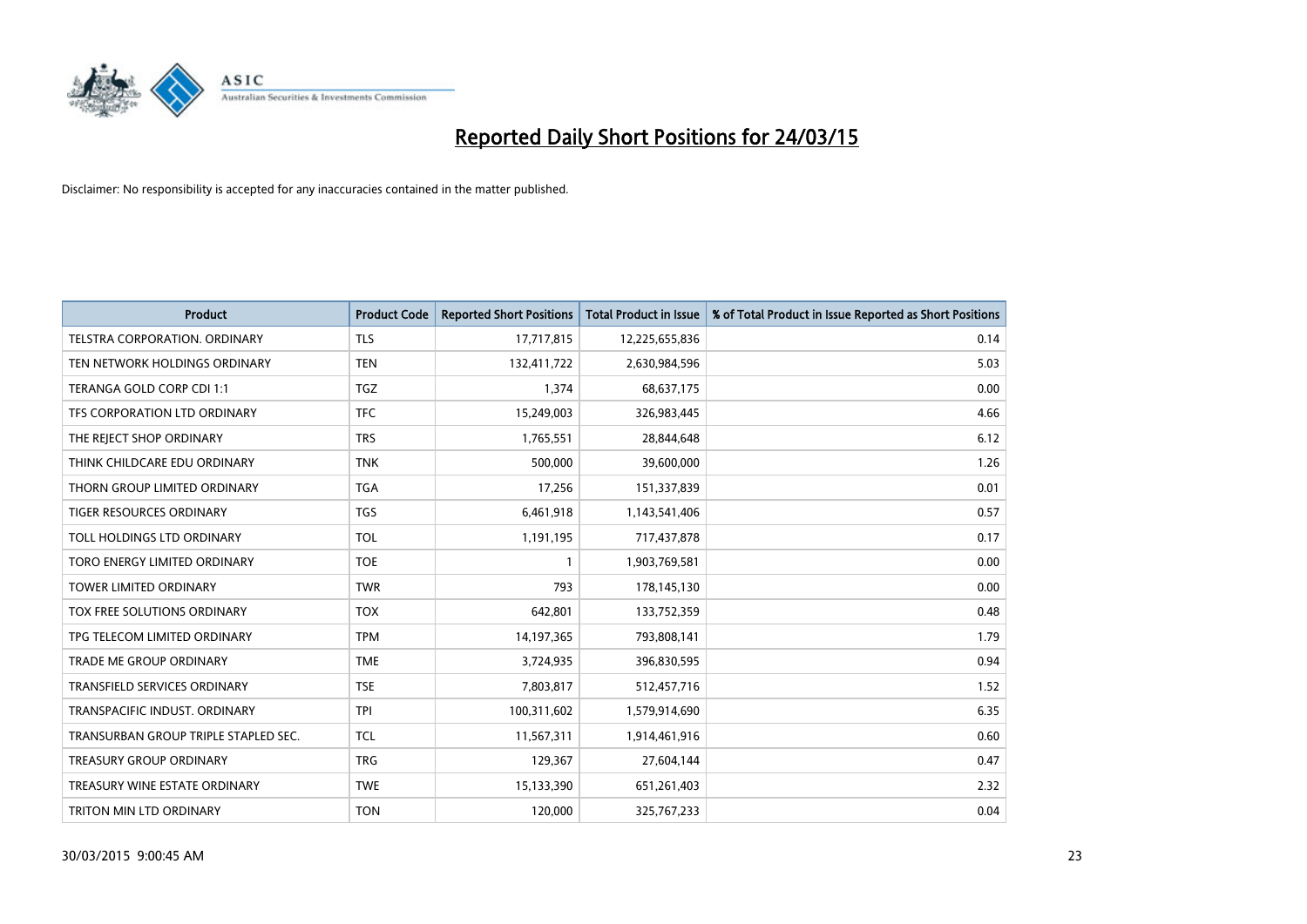# Reported Daily Short Positions for 24/03/15

Disclaimer: No responsibility is accepted for any inaccuracies contained in the matter published.

| Product | Product Code | Reported Short Positions | Total Product in Issue | % of Total Product in Issue Reported as Short Positions |
|---|---|---|---|---|
| TELSTRA CORPORATION. ORDINARY | TLS | 17,717,815 | 12,225,655,836 | 0.14 |
| TEN NETWORK HOLDINGS ORDINARY | TEN | 132,411,722 | 2,630,984,596 | 5.03 |
| TERANGA GOLD CORP CDI 1:1 | TGZ | 1,374 | 68,637,175 | 0.00 |
| TFS CORPORATION LTD ORDINARY | TFC | 15,249,003 | 326,983,445 | 4.66 |
| THE REJECT SHOP ORDINARY | TRS | 1,765,551 | 28,844,648 | 6.12 |
| THINK CHILDCARE EDU ORDINARY | TNK | 500,000 | 39,600,000 | 1.26 |
| THORN GROUP LIMITED ORDINARY | TGA | 17,256 | 151,337,839 | 0.01 |
| TIGER RESOURCES ORDINARY | TGS | 6,461,918 | 1,143,541,406 | 0.57 |
| TOLL HOLDINGS LTD ORDINARY | TOL | 1,191,195 | 717,437,878 | 0.17 |
| TORO ENERGY LIMITED ORDINARY | TOE | 1 | 1,903,769,581 | 0.00 |
| TOWER LIMITED ORDINARY | TWR | 793 | 178,145,130 | 0.00 |
| TOX FREE SOLUTIONS ORDINARY | TOX | 642,801 | 133,752,359 | 0.48 |
| TPG TELECOM LIMITED ORDINARY | TPM | 14,197,365 | 793,808,141 | 1.79 |
| TRADE ME GROUP ORDINARY | TME | 3,724,935 | 396,830,595 | 0.94 |
| TRANSFIELD SERVICES ORDINARY | TSE | 7,803,817 | 512,457,716 | 1.52 |
| TRANSPACIFIC INDUST. ORDINARY | TPI | 100,311,602 | 1,579,914,690 | 6.35 |
| TRANSURBAN GROUP TRIPLE STAPLED SEC. | TCL | 11,567,311 | 1,914,461,916 | 0.60 |
| TREASURY GROUP ORDINARY | TRG | 129,367 | 27,604,144 | 0.47 |
| TREASURY WINE ESTATE ORDINARY | TWE | 15,133,390 | 651,261,403 | 2.32 |
| TRITON MIN LTD ORDINARY | TON | 120,000 | 325,767,233 | 0.04 |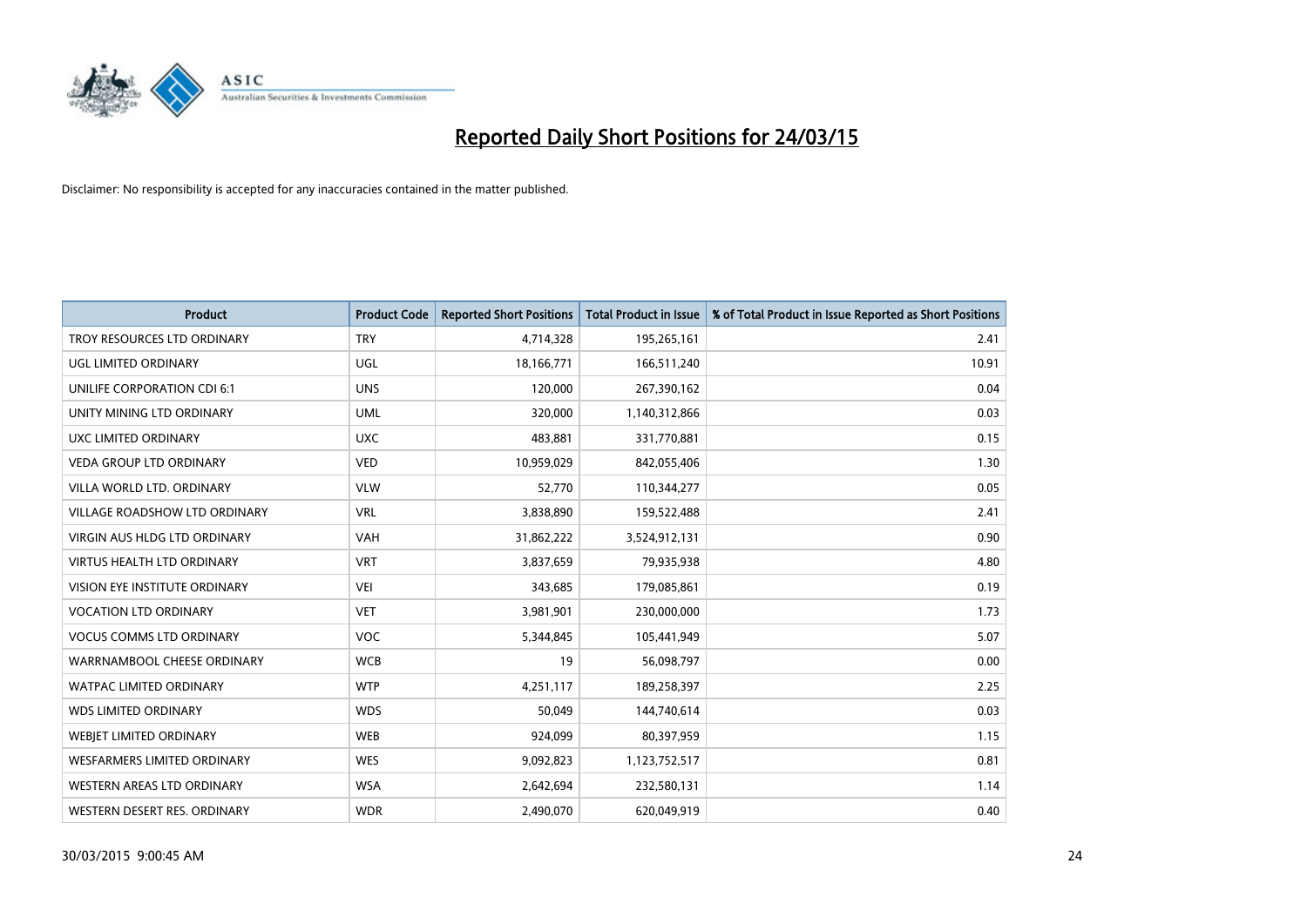# Reported Daily Short Positions for 24/03/15

Disclaimer: No responsibility is accepted for any inaccuracies contained in the matter published.

| Product | Product Code | Reported Short Positions | Total Product in Issue | % of Total Product in Issue Reported as Short Positions |
|---|---|---|---|---|
| TROY RESOURCES LTD ORDINARY | TRY | 4,714,328 | 195,265,161 | 2.41 |
| UGL LIMITED ORDINARY | UGL | 18,166,771 | 166,511,240 | 10.91 |
| UNILIFE CORPORATION CDI 6:1 | UNS | 120,000 | 267,390,162 | 0.04 |
| UNITY MINING LTD ORDINARY | UML | 320,000 | 1,140,312,866 | 0.03 |
| UXC LIMITED ORDINARY | UXC | 483,881 | 331,770,881 | 0.15 |
| VEDA GROUP LTD ORDINARY | VED | 10,959,029 | 842,055,406 | 1.30 |
| VILLA WORLD LTD. ORDINARY | VLW | 52,770 | 110,344,277 | 0.05 |
| VILLAGE ROADSHOW LTD ORDINARY | VRL | 3,838,890 | 159,522,488 | 2.41 |
| VIRGIN AUS HLDG LTD ORDINARY | VAH | 31,862,222 | 3,524,912,131 | 0.90 |
| VIRTUS HEALTH LTD ORDINARY | VRT | 3,837,659 | 79,935,938 | 4.80 |
| VISION EYE INSTITUTE ORDINARY | VEI | 343,685 | 179,085,861 | 0.19 |
| VOCATION LTD ORDINARY | VET | 3,981,901 | 230,000,000 | 1.73 |
| VOCUS COMMS LTD ORDINARY | VOC | 5,344,845 | 105,441,949 | 5.07 |
| WARRNAMBOOL CHEESE ORDINARY | WCB | 19 | 56,098,797 | 0.00 |
| WATPAC LIMITED ORDINARY | WTP | 4,251,117 | 189,258,397 | 2.25 |
| WDS LIMITED ORDINARY | WDS | 50,049 | 144,740,614 | 0.03 |
| WEBJET LIMITED ORDINARY | WEB | 924,099 | 80,397,959 | 1.15 |
| WESFARMERS LIMITED ORDINARY | WES | 9,092,823 | 1,123,752,517 | 0.81 |
| WESTERN AREAS LTD ORDINARY | WSA | 2,642,694 | 232,580,131 | 1.14 |
| WESTERN DESERT RES. ORDINARY | WDR | 2,490,070 | 620,049,919 | 0.40 |

30/03/2015 9:00:45 AM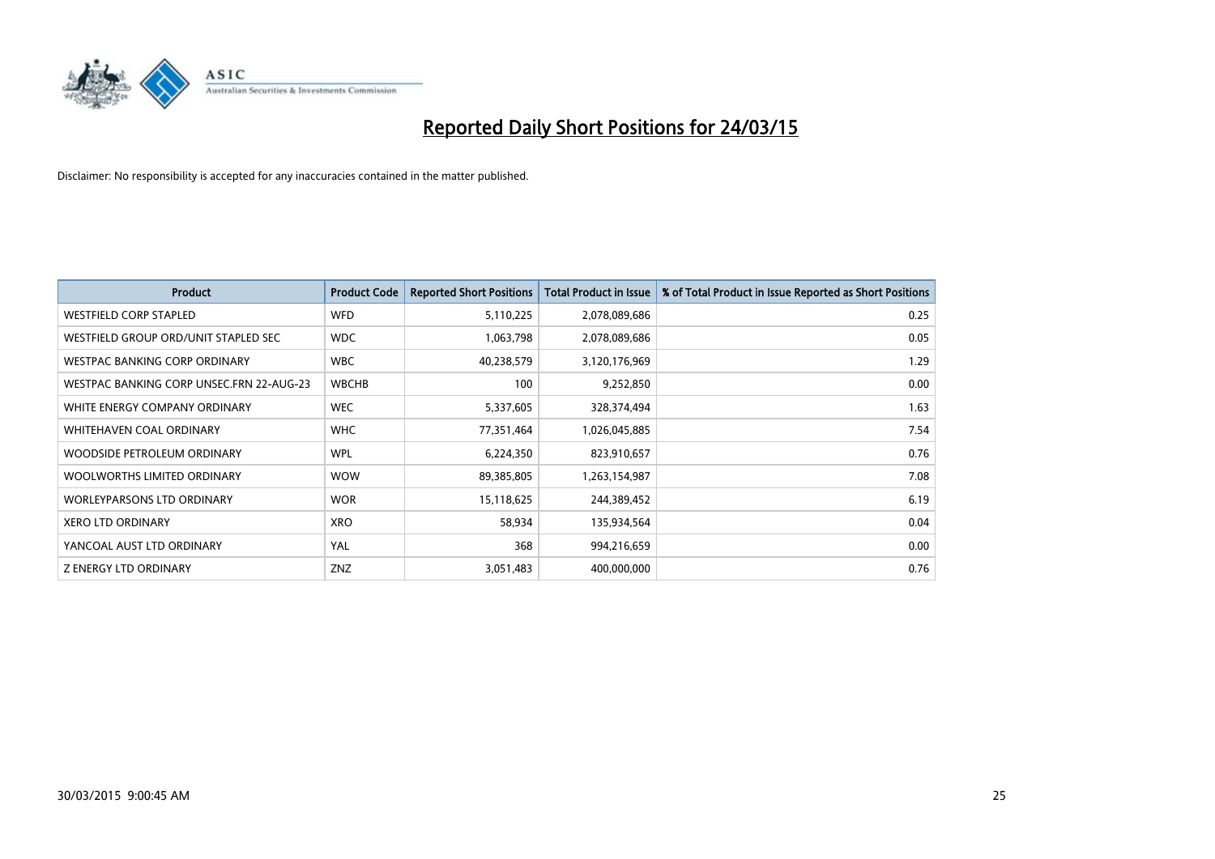# Reported Daily Short Positions for 24/03/15

Disclaimer: No responsibility is accepted for any inaccuracies contained in the matter published.

| Product | Product Code | Reported Short Positions | Total Product in Issue | % of Total Product in Issue Reported as Short Positions |
|---|---|---|---|---|
| WESTFIELD CORP STAPLED | WFD | 5,110,225 | 2,078,089,686 | 0.25 |
| WESTFIELD GROUP ORD/UNIT STAPLED SEC | WDC | 1,063,798 | 2,078,089,686 | 0.05 |
| WESTPAC BANKING CORP ORDINARY | WBC | 40,238,579 | 3,120,176,969 | 1.29 |
| WESTPAC BANKING CORP UNSEC.FRN 22-AUG-23 | WBCHB | 100 | 9,252,850 | 0.00 |
| WHITE ENERGY COMPANY ORDINARY | WEC | 5,337,605 | 328,374,494 | 1.63 |
| WHITEHAVEN COAL ORDINARY | WHC | 77,351,464 | 1,026,045,885 | 7.54 |
| WOODSIDE PETROLEUM ORDINARY | WPL | 6,224,350 | 823,910,657 | 0.76 |
| WOOLWORTHS LIMITED ORDINARY | WOW | 89,385,805 | 1,263,154,987 | 7.08 |
| WORLEYPARSONS LTD ORDINARY | WOR | 15,118,625 | 244,389,452 | 6.19 |
| XERO LTD ORDINARY | XRO | 58,934 | 135,934,564 | 0.04 |
| YANCOAL AUST LTD ORDINARY | YAL | 368 | 994,216,659 | 0.00 |
| Z ENERGY LTD ORDINARY | ZNZ | 3,051,483 | 400,000,000 | 0.76 |

30/03/2015 9:00:45 AM